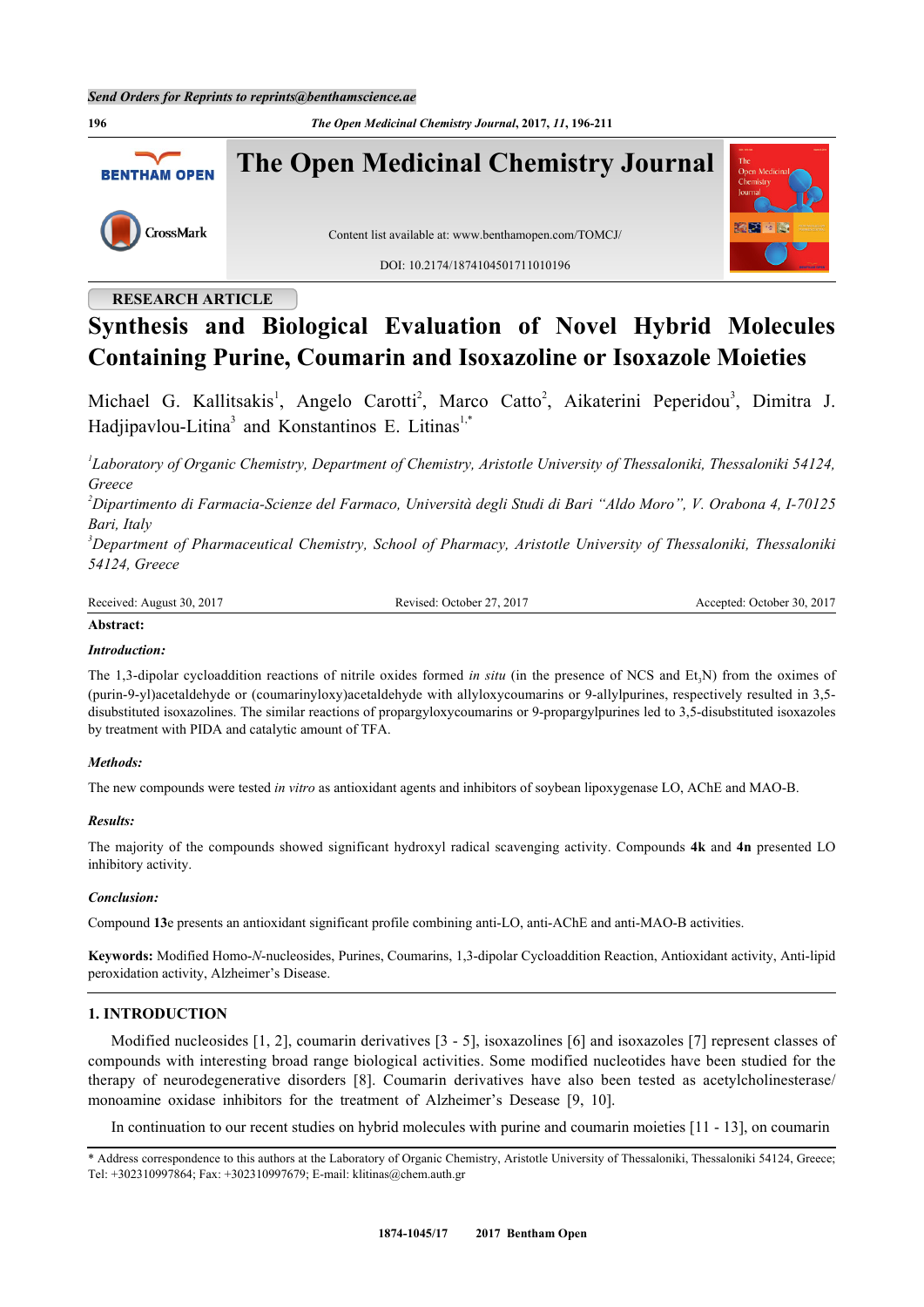RESEARCH ARTICLE

# Synthesis and Biological Evaluation of Novel Hybrid Molecules Containing Purine, Coumarin and Isoxazoline or Isoxazole Moieties

Michael G. Kallitsakis[1], Angelo Carotti[2], Marco Catto[2], Aikaterini Peperidou[3], Dimitra J. Hadjipavlou-Litina[3] and Konstantinos E. Litinas[1,*]

[1]*Laboratory of Organic Chemistry, Department of Chemistry, Aristotle University of Thessaloniki, Thessaloniki 54124, Greece*

[2]*Dipartimento di Farmacia-Scienze del Farmaco, Università degli Studi di Bari "Aldo Moro", V. Orabona 4, I-70125 Bari, Italy*

[3]*Department of Pharmaceutical Chemistry, School of Pharmacy, Aristotle University of Thessaloniki, Thessaloniki 54124, Greece*

Received: August 30, 2017 | Revised: October 27, 2017 | Accepted: October 30, 2017

**Abstract:**

***Introduction:***

The 1,3-dipolar cycloaddition reactions of nitrile oxides formed *in situ* (in the presence of NCS and $Et_3N$) from the oximes of (purin-9-yl)acetaldehyde or (coumarinyloxy)acetaldehyde with allyloxycoumarins or 9-allylpurines, respectively resulted in 3,5-disubstituted isoxazolines. The similar reactions of propargyloxycoumarins or 9-propargylpurines led to 3,5-disubstituted isoxazoles by treatment with PIDA and catalytic amount of TFA.

***Methods:***

The new compounds were tested *in vitro* as antioxidant agents and inhibitors of soybean lipoxygenase LO, AChE and MAO-B.

***Results:***

The majority of the compounds showed significant hydroxyl radical scavenging activity. Compounds **4k** and **4n** presented LO inhibitory activity.

***Conclusion:***

Compound **13e** presents an antioxidant significant profile combining anti-LO, anti-AChE and anti-MAO-B activities.

**Keywords:** Modified Homo-*N*-nucleosides, Purines, Coumarins, 1,3-dipolar Cycloaddition Reaction, Antioxidant activity, Anti-lipid peroxidation activity, Alzheimer's Disease.

## 1. INTRODUCTION

Modified nucleosides [1, 2], coumarin derivatives [3 - 5], isoxazolines [6] and isoxazoles [7] represent classes of compounds with interesting broad range biological activities. Some modified nucleotides have been studied for the therapy of neurodegenerative disorders [8]. Coumarin derivatives have also been tested as acetylcholinesterase/monoamine oxidase inhibitors for the treatment of Alzheimer's Desease [9, 10].

In continuation to our recent studies on hybrid molecules with purine and coumarin moieties [11 - 13], on coumarin

\* Address correspondence to this authors at the Laboratory of Organic Chemistry, Aristotle University of Thessaloniki, Thessaloniki 54124, Greece; Tel: +302310997864; Fax: +302310997679; E-mail: klitinas@chem.auth.gr

1874-1045/17 2017 Bentham Open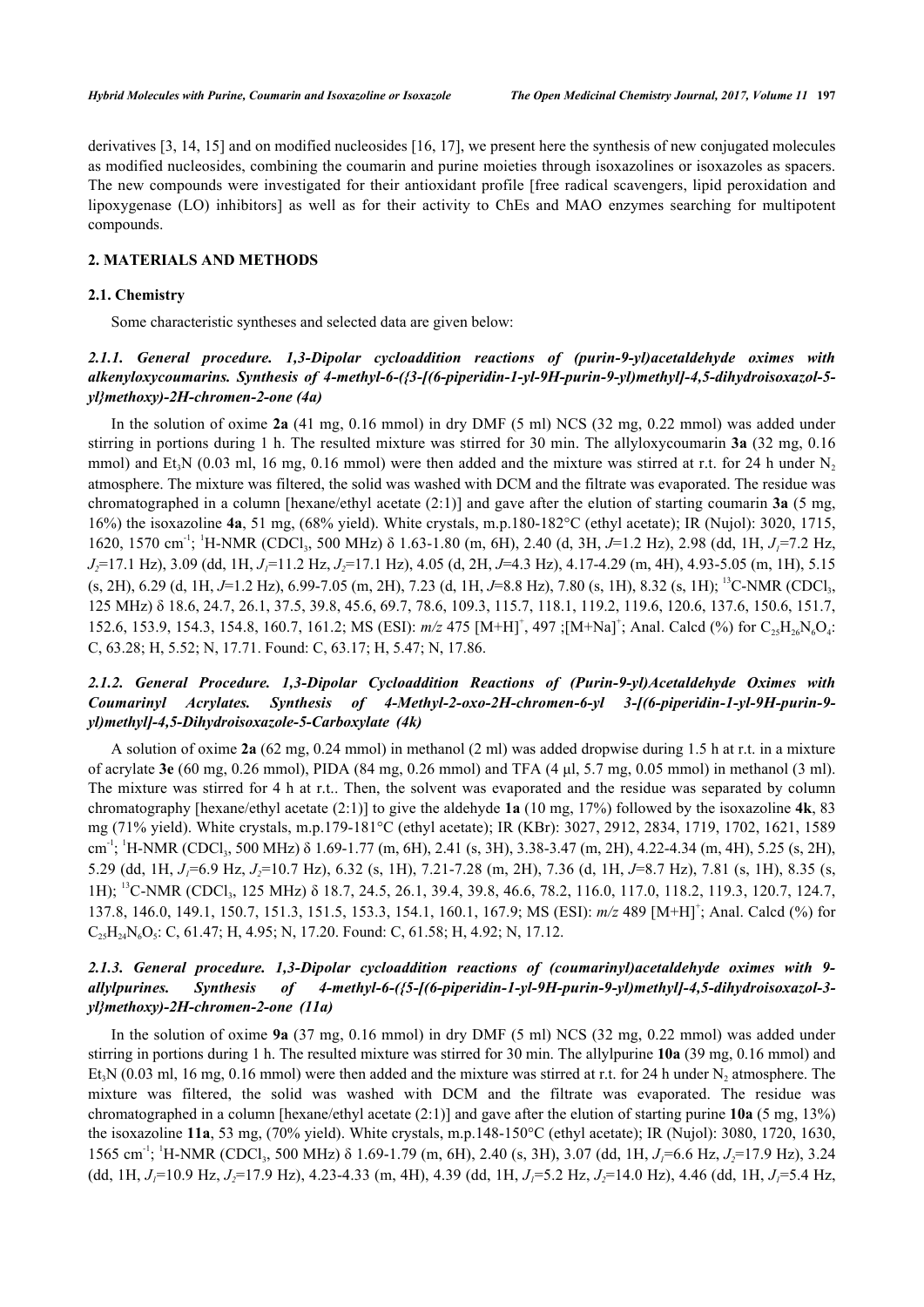derivatives [3, 14, 15] and on modified nucleosides [16, 17], we present here the synthesis of new conjugated molecules as modified nucleosides, combining the coumarin and purine moieties through isoxazolines or isoxazoles as spacers. The new compounds were investigated for their antioxidant profile [free radical scavengers, lipid peroxidation and lipoxygenase (LO) inhibitors] as well as for their activity to ChEs and MAO enzymes searching for multipotent compounds.

## 2. MATERIALS AND METHODS

### 2.1. Chemistry

Some characteristic syntheses and selected data are given below:

#### *2.1.1. General procedure. 1,3-Dipolar cycloaddition reactions of (purin-9-yl)acetaldehyde oximes with alkenyloxycoumarins. Synthesis of 4-methyl-6-({3-[(6-piperidin-1-yl-9H-purin-9-yl)methyl]-4,5-dihydroisoxazol-5-yl}methoxy)-2H-chromen-2-one (4a)*

In the solution of oxime **2a** (41 mg, 0.16 mmol) in dry DMF (5 ml) NCS (32 mg, 0.22 mmol) was added under stirring in portions during 1 h. The resulted mixture was stirred for 30 min. The allyloxycoumarin **3a** (32 mg, 0.16 mmol) and $Et_3N$ (0.03 ml, 16 mg, 0.16 mmol) were then added and the mixture was stirred at r.t. for 24 h under $N_2$ atmosphere. The mixture was filtered, the solid was washed with DCM and the filtrate was evaporated. The residue was chromatographed in a column [hexane/ethyl acetate (2:1)] and gave after the elution of starting coumarin **3a** (5 mg, 16%) the isoxazoline **4a**, 51 mg, (68% yield). White crystals, m.p.180-182°C (ethyl acetate); IR (Nujol): 3020, 1715, 1620, 1570 $cm^{-1}$; $^1$H-NMR ($CDCl_3$, 500 MHz) δ 1.63-1.80 (m, 6H), 2.40 (d, 3H, *J*=1.2 Hz), 2.98 (dd, 1H, $J_1$=7.2 Hz, $J_2$=17.1 Hz), 3.09 (dd, 1H, $J_1$=11.2 Hz, $J_2$=17.1 Hz), 4.05 (d, 2H, *J*=4.3 Hz), 4.17-4.29 (m, 4H), 4.93-5.05 (m, 1H), 5.15 (s, 2H), 6.29 (d, 1H, *J*=1.2 Hz), 6.99-7.05 (m, 2H), 7.23 (d, 1H, *J*=8.8 Hz), 7.80 (s, 1H), 8.32 (s, 1H); $^{13}$C-NMR ($CDCl_3$, 125 MHz) δ 18.6, 24.7, 26.1, 37.5, 39.8, 45.6, 69.7, 78.6, 109.3, 115.7, 118.1, 119.2, 119.6, 120.6, 137.6, 150.6, 151.7, 152.6, 153.9, 154.3, 154.8, 160.7, 161.2; MS (ESI): *m/z* 475 $[M+H]^+$, 497 ;$[M+Na]^+$; Anal. Calcd (%) for $C_{25}H_{26}N_6O_4$: C, 63.28; H, 5.52; N, 17.71. Found: C, 63.17; H, 5.47; N, 17.86.

#### *2.1.2. General Procedure. 1,3-Dipolar Cycloaddition Reactions of (Purin-9-yl)Acetaldehyde Oximes with Coumarinyl Acrylates. Synthesis of 4-Methyl-2-oxo-2H-chromen-6-yl 3-[(6-piperidin-1-yl-9H-purin-9-yl)methyl]-4,5-Dihydroisoxazole-5-Carboxylate (4k)*

A solution of oxime **2a** (62 mg, 0.24 mmol) in methanol (2 ml) was added dropwise during 1.5 h at r.t. in a mixture of acrylate **3e** (60 mg, 0.26 mmol), PIDA (84 mg, 0.26 mmol) and TFA (4 μl, 5.7 mg, 0.05 mmol) in methanol (3 ml). The mixture was stirred for 4 h at r.t.. Then, the solvent was evaporated and the residue was separated by column chromatography [hexane/ethyl acetate (2:1)] to give the aldehyde **1a** (10 mg, 17%) followed by the isoxazoline **4k**, 83 mg (71% yield). White crystals, m.p.179-181°C (ethyl acetate); IR (KBr): 3027, 2912, 2834, 1719, 1702, 1621, 1589 $cm^{-1}$; $^1$H-NMR ($CDCl_3$, 500 MHz) δ 1.69-1.77 (m, 6H), 2.41 (s, 3H), 3.38-3.47 (m, 2H), 4.22-4.34 (m, 4H), 5.25 (s, 2H), 5.29 (dd, 1H, $J_1$=6.9 Hz, $J_2$=10.7 Hz), 6.32 (s, 1H), 7.21-7.28 (m, 2H), 7.36 (d, 1H, *J*=8.7 Hz), 7.81 (s, 1H), 8.35 (s, 1H); $^{13}$C-NMR ($CDCl_3$, 125 MHz) δ 18.7, 24.5, 26.1, 39.4, 39.8, 46.6, 78.2, 116.0, 117.0, 118.2, 119.3, 120.7, 124.7, 137.8, 146.0, 149.1, 150.7, 151.3, 151.5, 153.3, 154.1, 160.1, 167.9; MS (ESI): *m/z* 489 $[M+H]^+$; Anal. Calcd (%) for $C_{25}H_{24}N_6O_5$: C, 61.47; H, 4.95; N, 17.20. Found: C, 61.58; H, 4.92; N, 17.12.

#### *2.1.3. General procedure. 1,3-Dipolar cycloaddition reactions of (coumarinyl)acetaldehyde oximes with 9-allylpurines. Synthesis of 4-methyl-6-({5-[(6-piperidin-1-yl-9H-purin-9-yl)methyl]-4,5-dihydroisoxazol-3-yl}methoxy)-2H-chromen-2-one (11a)*

In the solution of oxime **9a** (37 mg, 0.16 mmol) in dry DMF (5 ml) NCS (32 mg, 0.22 mmol) was added under stirring in portions during 1 h. The resulted mixture was stirred for 30 min. The allylpurine **10a** (39 mg, 0.16 mmol) and $Et_3N$ (0.03 ml, 16 mg, 0.16 mmol) were then added and the mixture was stirred at r.t. for 24 h under $N_2$ atmosphere. The mixture was filtered, the solid was washed with DCM and the filtrate was evaporated. The residue was chromatographed in a column [hexane/ethyl acetate (2:1)] and gave after the elution of starting purine **10a** (5 mg, 13%) the isoxazoline **11a**, 53 mg, (70% yield). White crystals, m.p.148-150°C (ethyl acetate); IR (Nujol): 3080, 1720, 1630, 1565 $cm^{-1}$; $^1$H-NMR ($CDCl_3$, 500 MHz) δ 1.69-1.79 (m, 6H), 2.40 (s, 3H), 3.07 (dd, 1H, $J_1$=6.6 Hz, $J_2$=17.9 Hz), 3.24 (dd, 1H, $J_1$=10.9 Hz, $J_2$=17.9 Hz), 4.23-4.33 (m, 4H), 4.39 (dd, 1H, $J_1$=5.2 Hz, $J_2$=14.0 Hz), 4.46 (dd, 1H, $J_1$=5.4 Hz,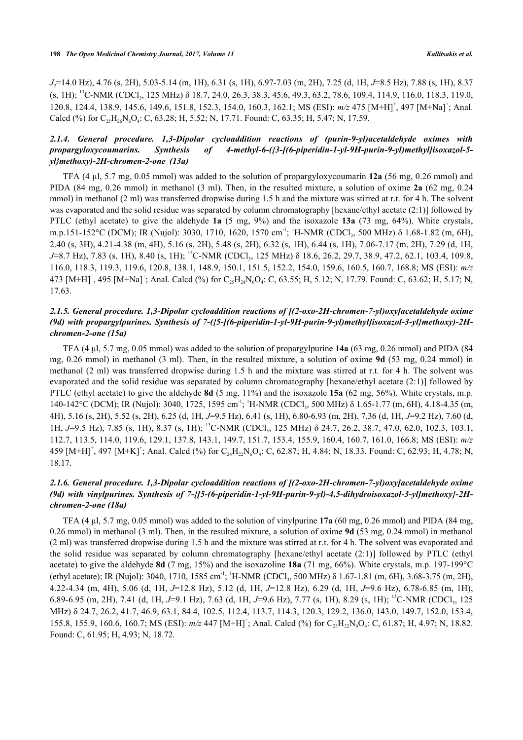$J_2$=14.0 Hz), 4.76 (s, 2H), 5.03-5.14 (m, 1H), 6.31 (s, 1H), 6.97-7.03 (m, 2H), 7.25 (d, 1H, $J$=8.5 Hz), 7.88 (s, 1H), 8.37 (s, 1H); $^{13}$C-NMR ($CDCl_3$, 125 MHz) δ 18.7, 24.0, 26.3, 38.3, 45.6, 49.3, 63.2, 78.6, 109.4, 114.9, 116.0, 118.3, 119.0, 120.8, 124.4, 138.9, 145.6, 149.6, 151.8, 152.3, 154.0, 160.3, 162.1; MS (ESI): $m/z$ 475 [M+H]$^+$, 497 [M+Na]$^+$; Anal. Calcd (%) for $C_{25}H_{26}N_6O_4$: C, 63.28; H, 5.52; N, 17.71. Found: C, 63.35; H, 5.47; N, 17.59.

### *2.1.4. General procedure. 1,3-Dipolar cycloaddition reactions of (purin-9-yl)acetaldehyde oximes with propargyloxycoumarins. Synthesis of 4-methyl-6-({3-[(6-piperidin-1-yl-9H-purin-9-yl)methyl]isoxazol-5-yl}methoxy)-2H-chromen-2-one (13a)*

TFA (4 µl, 5.7 mg, 0.05 mmol) was added to the solution of propargyloxycoumarin **12a** (56 mg, 0.26 mmol) and PIDA (84 mg, 0.26 mmol) in methanol (3 ml). Then, in the resulted mixture, a solution of oxime **2a** (62 mg, 0.24 mmol) in methanol (2 ml) was transferred dropwise during 1.5 h and the mixture was stirred at r.t. for 4 h. The solvent was evaporated and the solid residue was separated by column chromatography [hexane/ethyl acetate (2:1)] followed by PTLC (ethyl acetate) to give the aldehyde **1a** (5 mg, 9%) and the isoxazole **13a** (73 mg, 64%). White crystals, m.p.151-152°C (DCM); IR (Nujol): 3030, 1710, 1620, 1570 cm$^{-1}$; $^1$H-NMR ($CDCl_3$, 500 MHz) δ 1.68-1.82 (m, 6H), 2.40 (s, 3H), 4.21-4.38 (m, 4H), 5.16 (s, 2H), 5.48 (s, 2H), 6.32 (s, 1H), 6.44 (s, 1H), 7.06-7.17 (m, 2H), 7.29 (d, 1H, $J$=8.7 Hz), 7.83 (s, 1H), 8.40 (s, 1H); $^{13}$C-NMR ($CDCl_3$, 125 MHz) δ 18.6, 26.2, 29.7, 38.9, 47.2, 62.1, 103.4, 109.8, 116.0, 118.3, 119.3, 119.6, 120.8, 138.1, 148.9, 150.1, 151.5, 152.2, 154.0, 159.6, 160.5, 160.7, 168.8; MS (ESI): $m/z$ 473 [M+H]$^+$, 495 [M+Na]$^+$; Anal. Calcd (%) for $C_{25}H_{24}N_6O_4$: C, 63.55; H, 5.12; N, 17.79. Found: C, 63.62; H, 5.17; N, 17.63.

### *2.1.5. General procedure. 1,3-Dipolar cycloaddition reactions of [(2-oxo-2H-chromen-7-yl)oxy]acetaldehyde oxime (9d) with propargylpurines. Synthesis of 7-({5-[(6-piperidin-1-yl-9H-purin-9-yl)methyl]isoxazol-3-yl}methoxy)-2H-chromen-2-one (15a)*

TFA (4 µl, 5.7 mg, 0.05 mmol) was added to the solution of propargylpurine **14a** (63 mg, 0.26 mmol) and PIDA (84 mg, 0.26 mmol) in methanol (3 ml). Then, in the resulted mixture, a solution of oxime **9d** (53 mg, 0.24 mmol) in methanol (2 ml) was transferred dropwise during 1.5 h and the mixture was stirred at r.t. for 4 h. The solvent was evaporated and the solid residue was separated by column chromatography [hexane/ethyl acetate (2:1)] followed by PTLC (ethyl acetate) to give the aldehyde **8d** (5 mg, 11%) and the isoxazole **15a** (62 mg, 56%). White crystals, m.p. 140-142°C (DCM); IR (Nujol): 3040, 1725, 1595 cm$^{-1}$; $^1$H-NMR ($CDCl_3$, 500 MHz) δ 1.65-1.77 (m, 6H), 4.18-4.35 (m, 4H), 5.16 (s, 2H), 5.52 (s, 2H), 6.25 (d, 1H, $J$=9.5 Hz), 6.41 (s, 1H), 6.80-6.93 (m, 2H), 7.36 (d, 1H, $J$=9.2 Hz), 7.60 (d, 1H, $J$=9.5 Hz), 7.85 (s, 1H), 8.37 (s, 1H); $^{13}$C-NMR ($CDCl_3$, 125 MHz) δ 24.7, 26.2, 38.7, 47.0, 62.0, 102.3, 103.1, 112.7, 113.5, 114.0, 119.6, 129.1, 137.8, 143.1, 149.7, 151.7, 153.4, 155.9, 160.4, 160.7, 161.0, 166.8; MS (ESI): $m/z$ 459 [M+H]$^+$, 497 [M+K]$^+$; Anal. Calcd (%) for $C_{24}H_{22}N_6O_4$: C, 62.87; H, 4.84; N, 18.33. Found: C, 62.93; H, 4.78; N, 18.17.

### *2.1.6. General procedure. 1,3-Dipolar cycloaddition reactions of [(2-oxo-2H-chromen-7-yl)oxy]acetaldehyde oxime (9d) with vinylpurines. Synthesis of 7-{[5-(6-piperidin-1-yl-9H-purin-9-yl)-4,5-dihydroisoxazol-3-yl]methoxy}-2H-chromen-2-one (18a)*

TFA (4 µl, 5.7 mg, 0.05 mmol) was added to the solution of vinylpurine **17a** (60 mg, 0.26 mmol) and PIDA (84 mg, 0.26 mmol) in methanol (3 ml). Then, in the resulted mixture, a solution of oxime **9d** (53 mg, 0.24 mmol) in methanol (2 ml) was transferred dropwise during 1.5 h and the mixture was stirred at r.t. for 4 h. The solvent was evaporated and the solid residue was separated by column chromatography [hexane/ethyl acetate (2:1)] followed by PTLC (ethyl acetate) to give the aldehyde **8d** (7 mg, 15%) and the isoxazoline **18a** (71 mg, 66%). White crystals, m.p. 197-199°C (ethyl acetate); IR (Nujol): 3040, 1710, 1585 cm$^{-1}$; $^1$H-NMR ($CDCl_3$, 500 MHz) δ 1.67-1.81 (m, 6H), 3.68-3.75 (m, 2H), 4.22-4.34 (m, 4H), 5.06 (d, 1H, $J$=12.8 Hz), 5.12 (d, 1H, $J$=12.8 Hz), 6.29 (d, 1H, $J$=9.6 Hz), 6.78-6.85 (m, 1H), 6.89-6.95 (m, 2H), 7.41 (d, 1H, $J$=9.1 Hz), 7.63 (d, 1H, $J$=9.6 Hz), 7.77 (s, 1H), 8.29 (s, 1H); $^{13}$C-NMR ($CDCl_3$, 125 MHz) δ 24.7, 26.2, 41.7, 46.9, 63.1, 84.4, 102.5, 112.4, 113.7, 114.3, 120.3, 129.2, 136.0, 143.0, 149.7, 152.0, 153.4, 155.8, 155.9, 160.6, 160.7; MS (ESI): $m/z$ 447 [M+H]$^+$; Anal. Calcd (%) for $C_{23}H_{22}N_6O_4$: C, 61.87; H, 4.97; N, 18.82. Found: C, 61.95; H, 4.93; N, 18.72.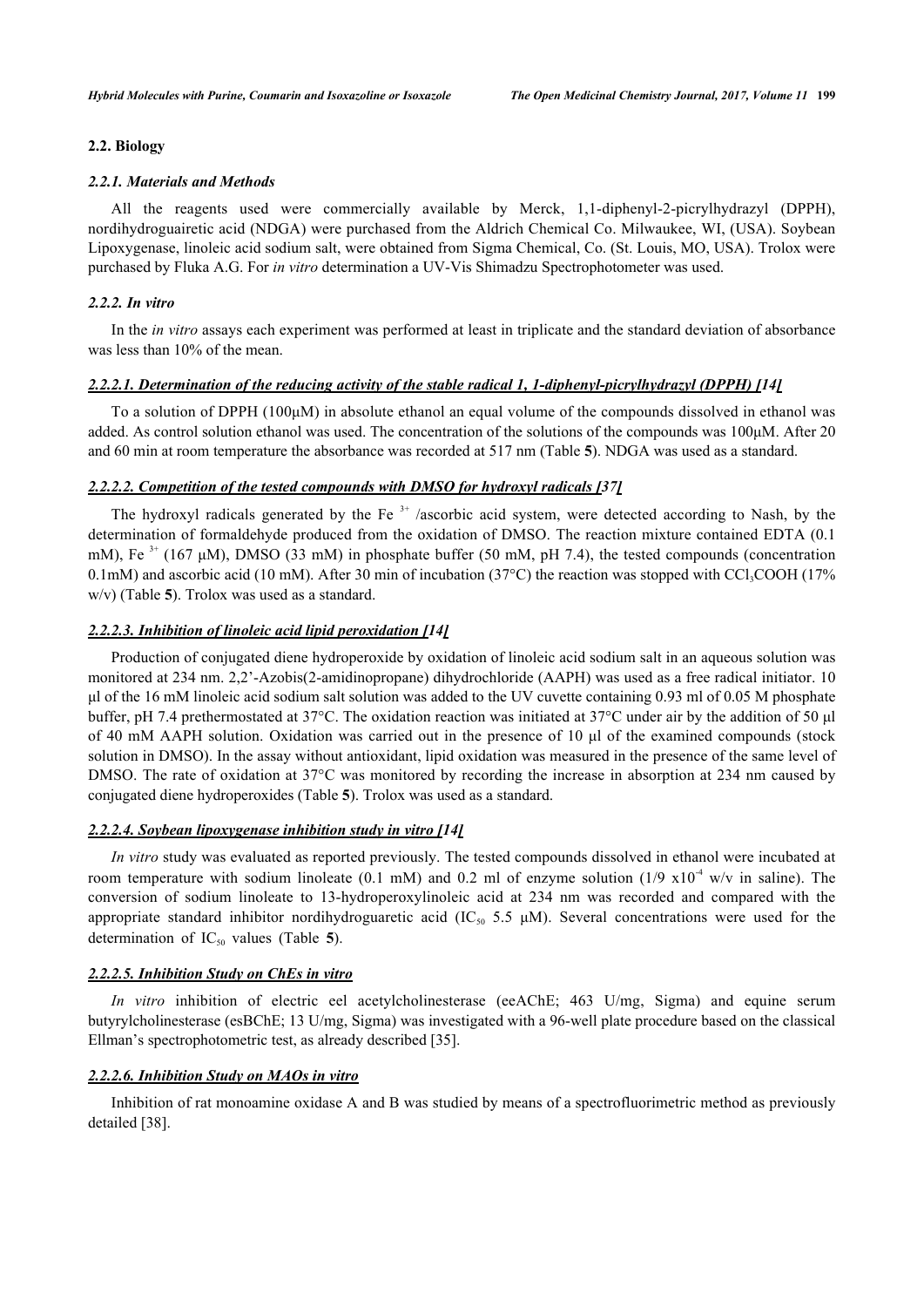## 2.2. Biology

### *2.2.1. Materials and Methods*

All the reagents used were commercially available by Merck, 1,1-diphenyl-2-picrylhydrazyl (DPPH), nordihydroguairetic acid (NDGA) were purchased from the Aldrich Chemical Co. Milwaukee, WI, (USA). Soybean Lipoxygenase, linoleic acid sodium salt, were obtained from Sigma Chemical, Co. (St. Louis, MO, USA). Trolox were purchased by Fluka A.G. For *in vitro* determination a UV-Vis Shimadzu Spectrophotometer was used.

### *2.2.2. In vitro*

In the *in vitro* assays each experiment was performed at least in triplicate and the standard deviation of absorbance was less than 10% of the mean.

#### *2.2.2.1. Determination of the reducing activity of the stable radical 1, 1-diphenyl-picrylhydrazyl (DPPH) [14]*

To a solution of DPPH (100μM) in absolute ethanol an equal volume of the compounds dissolved in ethanol was added. As control solution ethanol was used. The concentration of the solutions of the compounds was 100μM. After 20 and 60 min at room temperature the absorbance was recorded at 517 nm (Table **5**). NDGA was used as a standard.

#### *2.2.2.2. Competition of the tested compounds with DMSO for hydroxyl radicals [37]*

The hydroxyl radicals generated by the $Fe^{3+}$ /ascorbic acid system, were detected according to Nash, by the determination of formaldehyde produced from the oxidation of DMSO. The reaction mixture contained EDTA (0.1 mM), $Fe^{3+}$ (167 μM), DMSO (33 mM) in phosphate buffer (50 mM, pH 7.4), the tested compounds (concentration 0.1mM) and ascorbic acid (10 mM). After 30 min of incubation (37°C) the reaction was stopped with $CCl_3COOH$ (17% w/v) (Table **5**). Trolox was used as a standard.

#### *2.2.2.3. Inhibition of linoleic acid lipid peroxidation [14]*

Production of conjugated diene hydroperoxide by oxidation of linoleic acid sodium salt in an aqueous solution was monitored at 234 nm. 2,2'-Azobis(2-amidinopropane) dihydrochloride (AAPH) was used as a free radical initiator. 10 μl of the 16 mM linoleic acid sodium salt solution was added to the UV cuvette containing 0.93 ml of 0.05 M phosphate buffer, pH 7.4 prethermostated at 37°C. The oxidation reaction was initiated at 37°C under air by the addition of 50 μl of 40 mM AAPH solution. Oxidation was carried out in the presence of 10 μl of the examined compounds (stock solution in DMSO). In the assay without antioxidant, lipid oxidation was measured in the presence of the same level of DMSO. The rate of oxidation at 37°C was monitored by recording the increase in absorption at 234 nm caused by conjugated diene hydroperoxides (Table **5**). Trolox was used as a standard.

#### *2.2.2.4. Soybean lipoxygenase inhibition study in vitro [14]*

*In vitro* study was evaluated as reported previously. The tested compounds dissolved in ethanol were incubated at room temperature with sodium linoleate (0.1 mM) and 0.2 ml of enzyme solution (1/9 $x10^{-4}$ w/v in saline). The conversion of sodium linoleate to 13-hydroperoxylinoleic acid at 234 nm was recorded and compared with the appropriate standard inhibitor nordihydroguaretic acid ($IC_{50}$ 5.5 μM). Several concentrations were used for the determination of $IC_{50}$ values (Table **5**).

#### *2.2.2.5. Inhibition Study on ChEs in vitro*

*In vitro* inhibition of electric eel acetylcholinesterase (eeAChE; 463 U/mg, Sigma) and equine serum butyrylcholinesterase (esBChE; 13 U/mg, Sigma) was investigated with a 96-well plate procedure based on the classical Ellman's spectrophotometric test, as already described [35].

#### *2.2.2.6. Inhibition Study on MAOs in vitro*

Inhibition of rat monoamine oxidase A and B was studied by means of a spectrofluorimetric method as previously detailed [38].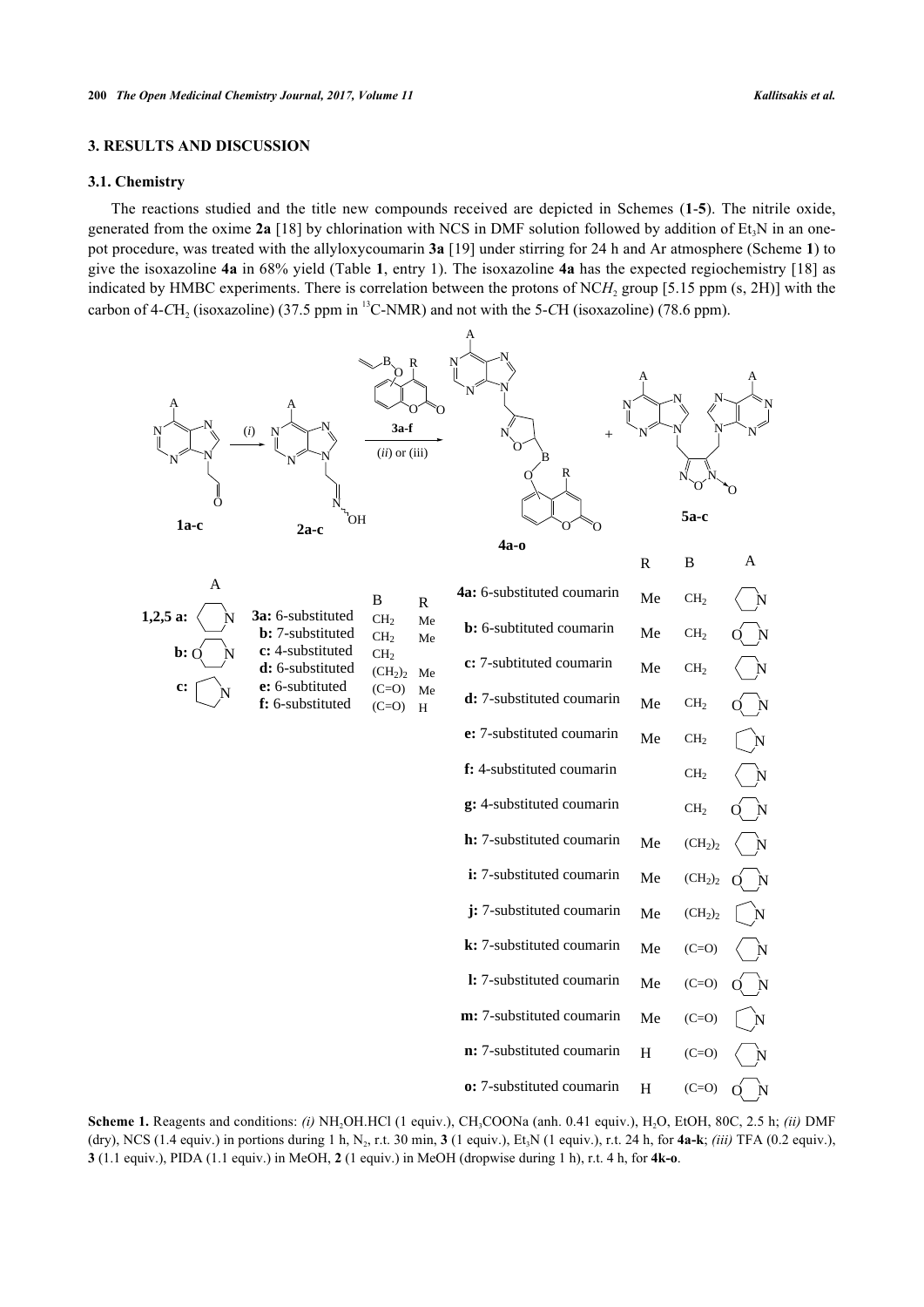## 3. RESULTS AND DISCUSSION

### 3.1. Chemistry

The reactions studied and the title new compounds received are depicted in Schemes (**1**-**5**). The nitrile oxide, generated from the oxime **2a** [18] by chlorination with NCS in DMF solution followed by addition of $Et_3N$ in an one-pot procedure, was treated with the allyloxycoumarin **3a** [19] under stirring for 24 h and Ar atmosphere (Scheme **1**) to give the isoxazoline **4a** in 68% yield (Table **1**, entry 1). The isoxazoline **4a** has the expected regiochemistry [18] as indicated by HMBC experiments. There is correlation between the protons of $NCH_2$ group [5.15 ppm (s, 2H)] with the carbon of 4-$CH_2$ (isoxazoline) (37.5 ppm in $^{13}$C-NMR) and not with the 5-$CH$ (isoxazoline) (78.6 ppm).

| A | |
|---|---|
| **1,2,5 a:** | piperidin-1-yl |
| **b:** | morpholin-4-yl |
| **c:** | pyrrolidin-1-yl |

| 3 | B | R |
|---|---|---|
| **3a:** 6-substituted | $CH_2$ | Me |
| **b:** 7-substituted | $CH_2$ | Me |
| **c:** 4-substituted | $CH_2$ | |
| **d:** 6-substituted | $(CH_2)_2$ | Me |
| **e:** 6-subtituted | (C=O) | Me |
| **f:** 6-substituted | (C=O) | H |

| 4 | R | B | A |
|---|---|---|---|
| **4a:** 6-substituted coumarin | Me | $CH_2$ | piperidin-1-yl |
| **b:** 6-subtituted coumarin | Me | $CH_2$ | morpholin-4-yl |
| **c:** 7-subtituted coumarin | Me | $CH_2$ | piperidin-1-yl |
| **d:** 7-substituted coumarin | Me | $CH_2$ | morpholin-4-yl |
| **e:** 7-substituted coumarin | Me | $CH_2$ | pyrrolidin-1-yl |
| **f:** 4-substituted coumarin | | $CH_2$ | piperidin-1-yl |
| **g:** 4-substituted coumarin | | $CH_2$ | morpholin-4-yl |
| **h:** 7-substituted coumarin | Me | $(CH_2)_2$ | piperidin-1-yl |
| **i:** 7-substituted coumarin | Me | $(CH_2)_2$ | morpholin-4-yl |
| **j:** 7-substituted coumarin | Me | $(CH_2)_2$ | pyrrolidin-1-yl |
| **k:** 7-substituted coumarin | Me | (C=O) | piperidin-1-yl |
| **l:** 7-substituted coumarin | Me | (C=O) | morpholin-4-yl |
| **m:** 7-substituted coumarin | Me | (C=O) | pyrrolidin-1-yl |
| **n:** 7-substituted coumarin | H | (C=O) | piperidin-1-yl |
| **o:** 7-substituted coumarin | H | (C=O) | morpholin-4-yl |

**Scheme 1.** Reagents and conditions: *(i)* $NH_2OH.HCl$ (1 equiv.), $CH_3COONa$ (anh. 0.41 equiv.), $H_2O$, EtOH, 80C, 2.5 h; *(ii)* DMF (dry), NCS (1.4 equiv.) in portions during 1 h, $N_2$, r.t. 30 min, **3** (1 equiv.), $Et_3N$ (1 equiv.), r.t. 24 h, for **4a-k**; *(iii)* TFA (0.2 equiv.), **3** (1.1 equiv.), PIDA (1.1 equiv.) in MeOH, **2** (1 equiv.) in MeOH (dropwise during 1 h), r.t. 4 h, for **4k-o**.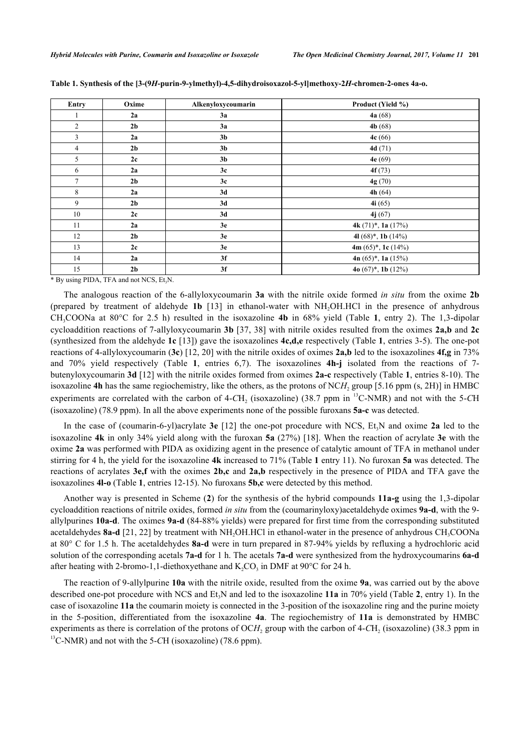**Table 1. Synthesis of the [3-(9*H*-purin-9-ylmethyl)-4,5-dihydroisoxazol-5-yl]methoxy-2*H*-chromen-2-ones 4a-o.**

| Entry | Oxime | Alkenyloxycoumarin | Product (Yield %) |
|---|---|---|---|
| 1 | **2a** | **3a** | **4a** (68) |
| 2 | **2b** | **3a** | **4b** (68) |
| 3 | **2a** | **3b** | **4c** (66) |
| 4 | **2b** | **3b** | **4d** (71) |
| 5 | **2c** | **3b** | **4e** (69) |
| 6 | **2a** | **3c** | **4f** (73) |
| 7 | **2b** | **3c** | **4g** (70) |
| 8 | **2a** | **3d** | **4h** (64) |
| 9 | **2b** | **3d** | **4i** (65) |
| 10 | **2c** | **3d** | **4j** (67) |
| 11 | **2a** | **3e** | **4k** (71)*, **1a** (17%) |
| 12 | **2b** | **3e** | **4l** (68)*, **1b** (14%) |
| 13 | **2c** | **3e** | **4m** (65)*, **1c** (14%) |
| 14 | **2a** | **3f** | **4n** (65)*, **1a** (15%) |
| 15 | **2b** | **3f** | **4o** (67)*, **1b** (12%) |

* By using PIDA, TFA and not NCS, $Et_3N$.

The analogous reaction of the 6-allyloxycoumarin **3a** with the nitrile oxide formed *in situ* from the oxime **2b** (prepared by treatment of aldehyde **1b** [13] in ethanol-water with $NH_2OH.HCl$ in the presence of anhydrous $CH_3COONa$ at 80°C for 2.5 h) resulted in the isoxazoline **4b** in 68% yield (Table **1**, entry 2). The 1,3-dipolar cycloaddition reactions of 7-allyloxycoumarin **3b** [37, 38] with nitrile oxides resulted from the oximes **2a,b** and **2c** (synthesized from the aldehyde **1c** [13]) gave the isoxazolines **4c,d,e** respectively (Table **1**, entries 3-5). The one-pot reactions of 4-allyloxycoumarin (**3c**) [12, 20] with the nitrile oxides of oximes **2a,b** led to the isoxazolines **4f,g** in 73% and 70% yield respectively (Table **1**, entries 6,7). The isoxazolines **4h-j** isolated from the reactions of 7-butenyloxycoumarin **3d** [12] with the nitrile oxides formed from oximes **2a-c** respectively (Table **1**, entries 8-10). The isoxazoline **4h** has the same regiochemistry, like the others, as the protons of N$CH_2$ group [5.16 ppm (s, 2H)] in HMBC experiments are correlated with the carbon of 4-$CH_2$ (isoxazoline) (38.7 ppm in $^{13}$C-NMR) and not with the 5-*C*H (isoxazoline) (78.9 ppm). In all the above experiments none of the possible furoxans **5a-c** was detected.

In the case of (coumarin-6-yl)acrylate **3e** [12] the one-pot procedure with NCS, $Et_3N$ and oxime **2a** led to the isoxazoline **4k** in only 34% yield along with the furoxan **5a** (27%) [18]. When the reaction of acrylate **3e** with the oxime **2a** was performed with PIDA as oxidizing agent in the presence of catalytic amount of TFA in methanol under stirring for 4 h, the yield for the isoxazoline **4k** increased to 71% (Table **1** entry 11). No furoxan **5a** was detected. The reactions of acrylates **3e,f** with the oximes **2b,c** and **2a,b** respectively in the presence of PIDA and TFA gave the isoxazolines **4l-o** (Table **1**, entries 12-15). No furoxans **5b,c** were detected by this method.

Another way is presented in Scheme (**2**) for the synthesis of the hybrid compounds **11a-g** using the 1,3-dipolar cycloaddition reactions of nitrile oxides, formed *in situ* from the (coumarinyloxy)acetaldehyde oximes **9a-d**, with the 9-allylpurines **10a-d**. The oximes **9a-d** (84-88% yields) were prepared for first time from the corresponding substituted acetaldehydes **8a-d** [21, 22] by treatment with $NH_2OH.HCl$ in ethanol-water in the presence of anhydrous $CH_3COONa$ at 80° C for 1.5 h. The acetaldehydes **8a-d** were in turn prepared in 87-94% yields by refluxing a hydrochloric acid solution of the corresponding acetals **7a-d** for 1 h. The acetals **7a-d** were synthesized from the hydroxycoumarins **6a-d** after heating with 2-bromo-1,1-diethoxyethane and $K_2CO_3$ in DMF at 90°C for 24 h.

The reaction of 9-allylpurine **10a** with the nitrile oxide, resulted from the oxime **9a**, was carried out by the above described one-pot procedure with NCS and $Et_3N$ and led to the isoxazoline **11a** in 70% yield (Table **2**, entry 1). In the case of isoxazoline **11a** the coumarin moiety is connected in the 3-position of the isoxazoline ring and the purine moiety in the 5-position, differentiated from the isoxazoline **4a**. The regiochemistry of **11a** is demonstrated by HMBC experiments as there is correlation of the protons of O$CH_2$ group with the carbon of 4-$CH_2$ (isoxazoline) (38.3 ppm in $^{13}$C-NMR) and not with the 5-*C*H (isoxazoline) (78.6 ppm).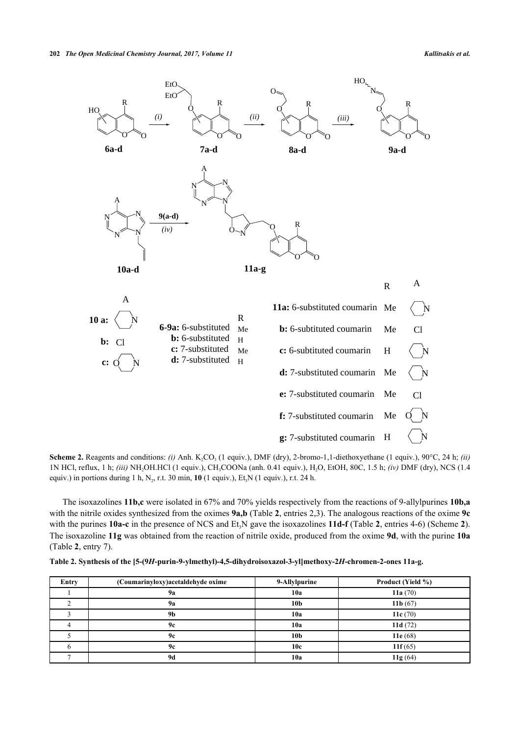**Scheme 2.** Reagents and conditions: *(i)* Anh. $K_2CO_3$ (1 equiv.), DMF (dry), 2-bromo-1,1-diethoxyethane (1 equiv.), 90°C, 24 h; *(ii)* 1N HCl, reflux, 1 h; *(iii)* $NH_2OH.HCl$ (1 equiv.), $CH_3COONa$ (anh. 0.41 equiv.), $H_2O$, EtOH, 80C, 1.5 h; *(iv)* DMF (dry), NCS (1.4 equiv.) in portions during 1 h, $N_2$, r.t. 30 min, **10** (1 equiv.), $Et_3N$ (1 equiv.), r.t. 24 h.

The isoxazolines **11b,c** were isolated in 67% and 70% yields respectively from the reactions of 9-allylpurines **10b,a** with the nitrile oxides synthesized from the oximes **9a,b** (Table **2**, entries 2,3). The analogous reactions of the oxime **9c** with the purines **10a-c** in the presence of NCS and $Et_3N$ gave the isoxazolines **11d-f** (Table **2**, entries 4-6) (Scheme **2**). The isoxazoline **11g** was obtained from the reaction of nitrile oxide, produced from the oxime **9d**, with the purine **10a** (Table **2**, entry 7).

**Table 2. Synthesis of the [5-(9*H*-purin-9-ylmethyl)-4,5-dihydroisoxazol-3-yl]methoxy-2*H*-chromen-2-ones 11a-g.**

| Entry | (Coumarinyloxy)acetaldehyde oxime | 9-Allylpurine | Product (Yield %) |
|---|---|---|---|
| 1 | **9a** | **10a** | **11a** (70) |
| 2 | **9a** | **10b** | **11b** (67) |
| 3 | **9b** | **10a** | **11c** (70) |
| 4 | **9c** | **10a** | **11d** (72) |
| 5 | **9c** | **10b** | **11e** (68) |
| 6 | **9c** | **10c** | **11f** (65) |
| 7 | **9d** | **10a** | **11g** (64) |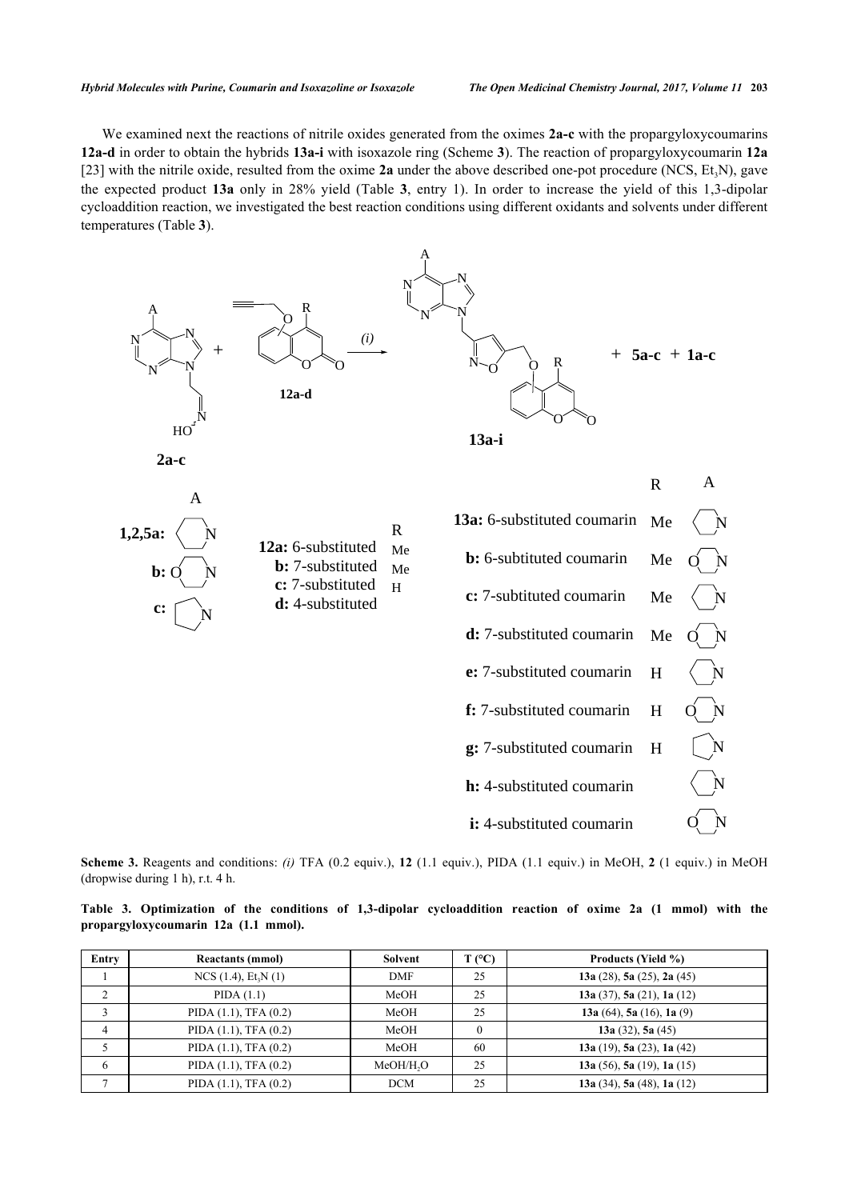We examined next the reactions of nitrile oxides generated from the oximes **2a-c** with the propargyloxycoumarins **12a-d** in order to obtain the hybrids **13a-i** with isoxazole ring (Scheme **3**). The reaction of propargyloxycoumarin **12a** [23] with the nitrile oxide, resulted from the oxime **2a** under the above described one-pot procedure (NCS, $Et_3N$), gave the expected product **13a** only in 28% yield (Table **3**, entry 1). In order to increase the yield of this 1,3-dipolar cycloaddition reaction, we investigated the best reaction conditions using different oxidants and solvents under different temperatures (Table **3**).

**Scheme 3.** Reagents and conditions: *(i)* TFA (0.2 equiv.), **12** (1.1 equiv.), PIDA (1.1 equiv.) in MeOH, **2** (1 equiv.) in MeOH (dropwise during 1 h), r.t. 4 h.

**Table 3. Optimization of the conditions of 1,3-dipolar cycloaddition reaction of oxime 2a (1 mmol) with the propargyloxycoumarin 12a (1.1 mmol).**

| Entry | Reactants (mmol) | Solvent | T (°C) | Products (Yield %) |
|---|---|---|---|---|
| 1 | NCS (1.4), $Et_3N$ (1) | DMF | 25 | **13a** (28), **5a** (25), **2a** (45) |
| 2 | PIDA (1.1) | MeOH | 25 | **13a** (37), **5a** (21), **1a** (12) |
| 3 | PIDA (1.1), TFA (0.2) | MeOH | 25 | **13a** (64), **5a** (16), **1a** (9) |
| 4 | PIDA (1.1), TFA (0.2) | MeOH | 0 | **13a** (32), **5a** (45) |
| 5 | PIDA (1.1), TFA (0.2) | MeOH | 60 | **13a** (19), **5a** (23), **1a** (42) |
| 6 | PIDA (1.1), TFA (0.2) | MeOH/$H_2O$ | 25 | **13a** (56), **5a** (19), **1a** (15) |
| 7 | PIDA (1.1), TFA (0.2) | DCM | 25 | **13a** (34), **5a** (48), **1a** (12) |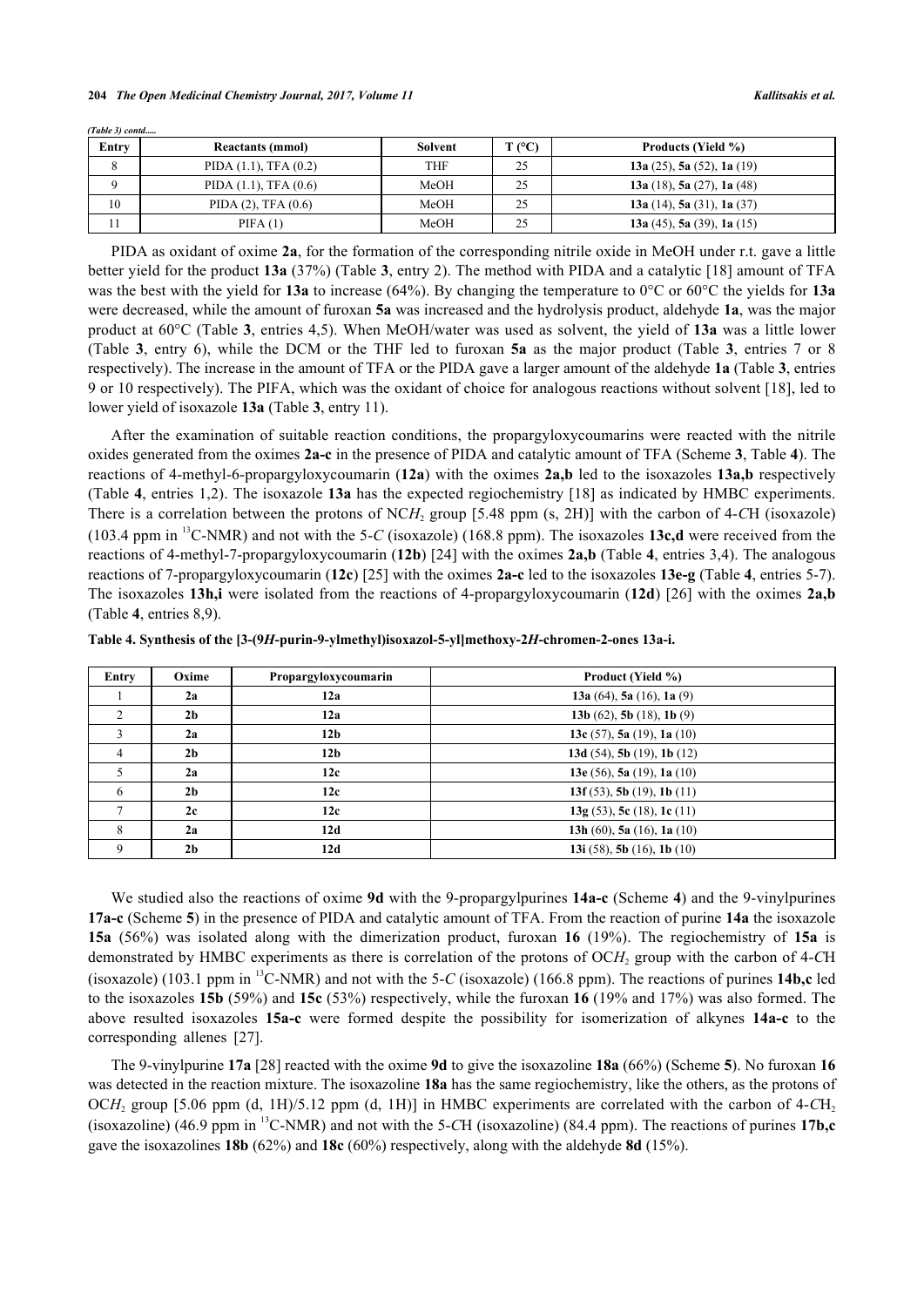*(Table 3) contd.....*

| Entry | Reactants (mmol) | Solvent | T (°C) | Products (Yield %) |
|---|---|---|---|---|
| 8 | PIDA (1.1), TFA (0.2) | THF | 25 | **13a** (25), **5a** (52), **1a** (19) |
| 9 | PIDA (1.1), TFA (0.6) | MeOH | 25 | **13a** (18), **5a** (27), **1a** (48) |
| 10 | PIDA (2), TFA (0.6) | MeOH | 25 | **13a** (14), **5a** (31), **1a** (37) |
| 11 | PIFA (1) | MeOH | 25 | **13a** (45), **5a** (39), **1a** (15) |

PIDA as oxidant of oxime **2a**, for the formation of the corresponding nitrile oxide in MeOH under r.t. gave a little better yield for the product **13a** (37%) (Table **3**, entry 2). The method with PIDA and a catalytic [18] amount of TFA was the best with the yield for **13a** to increase (64%). By changing the temperature to 0°C or 60°C the yields for **13a** were decreased, while the amount of furoxan **5a** was increased and the hydrolysis product, aldehyde **1a**, was the major product at 60°C (Table **3**, entries 4,5). When MeOH/water was used as solvent, the yield of **13a** was a little lower (Table **3**, entry 6), while the DCM or the THF led to furoxan **5a** as the major product (Table **3**, entries 7 or 8 respectively). The increase in the amount of TFA or the PIDA gave a larger amount of the aldehyde **1a** (Table **3**, entries 9 or 10 respectively). The PIFA, which was the oxidant of choice for analogous reactions without solvent [18], led to lower yield of isoxazole **13a** (Table **3**, entry 11).

After the examination of suitable reaction conditions, the propargyloxycoumarins were reacted with the nitrile oxides generated from the oximes **2a-c** in the presence of PIDA and catalytic amount of TFA (Scheme **3**, Table **4**). The reactions of 4-methyl-6-propargyloxycoumarin (**12a**) with the oximes **2a,b** led to the isoxazoles **13a,b** respectively (Table **4**, entries 1,2). The isoxazole **13a** has the expected regiochemistry [18] as indicated by HMBC experiments. There is a correlation between the protons of N$CH_2$ group [5.48 ppm (s, 2H)] with the carbon of 4-*C*H (isoxazole) (103.4 ppm in $^{13}$C-NMR) and not with the 5-*C* (isoxazole) (168.8 ppm). The isoxazoles **13c,d** were received from the reactions of 4-methyl-7-propargyloxycoumarin (**12b**) [24] with the oximes **2a,b** (Table **4**, entries 3,4). The analogous reactions of 7-propargyloxycoumarin (**12c**) [25] with the oximes **2a-c** led to the isoxazoles **13e-g** (Table **4**, entries 5-7). The isoxazoles **13h,i** were isolated from the reactions of 4-propargyloxycoumarin (**12d**) [26] with the oximes **2a,b** (Table **4**, entries 8,9).

**Table 4. Synthesis of the [3-(9*H*-purin-9-ylmethyl)isoxazol-5-yl]methoxy-2*H*-chromen-2-ones 13a-i.**

| Entry | Oxime | Propargyloxycoumarin | Product (Yield %) |
|---|---|---|---|
| 1 | **2a** | **12a** | **13a** (64), **5a** (16), **1a** (9) |
| 2 | **2b** | **12a** | **13b** (62), **5b** (18), **1b** (9) |
| 3 | **2a** | **12b** | **13c** (57), **5a** (19), **1a** (10) |
| 4 | **2b** | **12b** | **13d** (54), **5b** (19), **1b** (12) |
| 5 | **2a** | **12c** | **13e** (56), **5a** (19), **1a** (10) |
| 6 | **2b** | **12c** | **13f** (53), **5b** (19), **1b** (11) |
| 7 | **2c** | **12c** | **13g** (53), **5c** (18), **1c** (11) |
| 8 | **2a** | **12d** | **13h** (60), **5a** (16), **1a** (10) |
| 9 | **2b** | **12d** | **13i** (58), **5b** (16), **1b** (10) |

We studied also the reactions of oxime **9d** with the 9-propargylpurines **14a-c** (Scheme **4**) and the 9-vinylpurines **17a-c** (Scheme **5**) in the presence of PIDA and catalytic amount of TFA. From the reaction of purine **14a** the isoxazole **15a** (56%) was isolated along with the dimerization product, furoxan **16** (19%). The regiochemistry of **15a** is demonstrated by HMBC experiments as there is correlation of the protons of O$CH_2$ group with the carbon of 4-*C*H (isoxazole) (103.1 ppm in $^{13}$C-NMR) and not with the 5-*C* (isoxazole) (166.8 ppm). The reactions of purines **14b,c** led to the isoxazoles **15b** (59%) and **15c** (53%) respectively, while the furoxan **16** (19% and 17%) was also formed. The above resulted isoxazoles **15a-c** were formed despite the possibility for isomerization of alkynes **14a-c** to the corresponding allenes [27].

The 9-vinylpurine **17a** [28] reacted with the oxime **9d** to give the isoxazoline **18a** (66%) (Scheme **5**). No furoxan **16** was detected in the reaction mixture. The isoxazoline **18a** has the same regiochemistry, like the others, as the protons of O$CH_2$ group [5.06 ppm (d, 1H)/5.12 ppm (d, 1H)] in HMBC experiments are correlated with the carbon of 4-*C*H$_2$ (isoxazoline) (46.9 ppm in $^{13}$C-NMR) and not with the 5-*C*H (isoxazoline) (84.4 ppm). The reactions of purines **17b,c** gave the isoxazolines **18b** (62%) and **18c** (60%) respectively, along with the aldehyde **8d** (15%).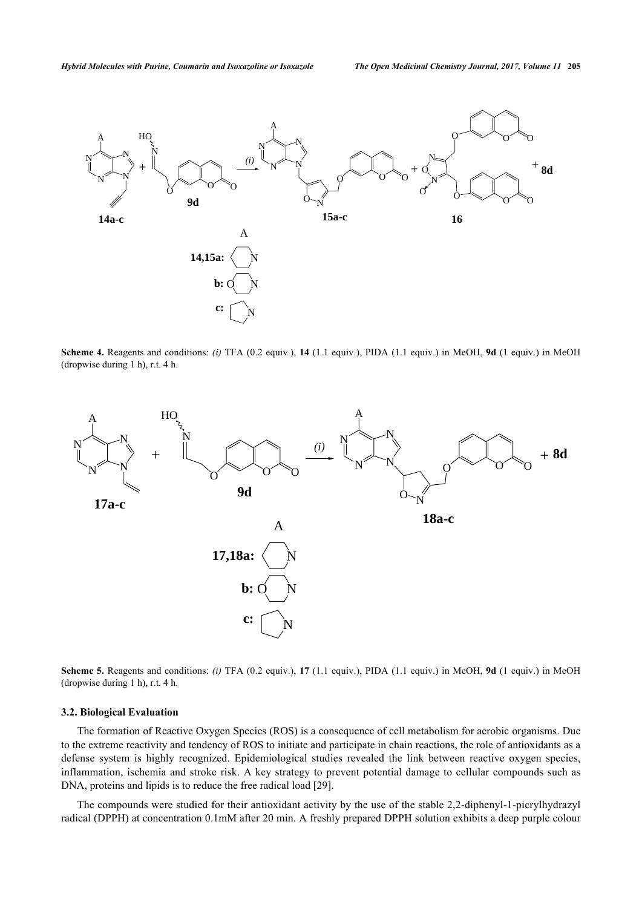**Scheme 4.** Reagents and conditions: *(i)* TFA (0.2 equiv.), **14** (1.1 equiv.), PIDA (1.1 equiv.) in MeOH, **9d** (1 equiv.) in MeOH (dropwise during 1 h), r.t. 4 h.

**Scheme 5.** Reagents and conditions: *(i)* TFA (0.2 equiv.), **17** (1.1 equiv.), PIDA (1.1 equiv.) in MeOH, **9d** (1 equiv.) in MeOH (dropwise during 1 h), r.t. 4 h.

### 3.2. Biological Evaluation

The formation of Reactive Oxygen Species (ROS) is a consequence of cell metabolism for aerobic organisms. Due to the extreme reactivity and tendency of ROS to initiate and participate in chain reactions, the role of antioxidants as a defense system is highly recognized. Epidemiological studies revealed the link between reactive oxygen species, inflammation, ischemia and stroke risk. A key strategy to prevent potential damage to cellular compounds such as DNA, proteins and lipids is to reduce the free radical load [29].

The compounds were studied for their antioxidant activity by the use of the stable 2,2-diphenyl-1-picrylhydrazyl radical (DPPH) at concentration 0.1mM after 20 min. A freshly prepared DPPH solution exhibits a deep purple colour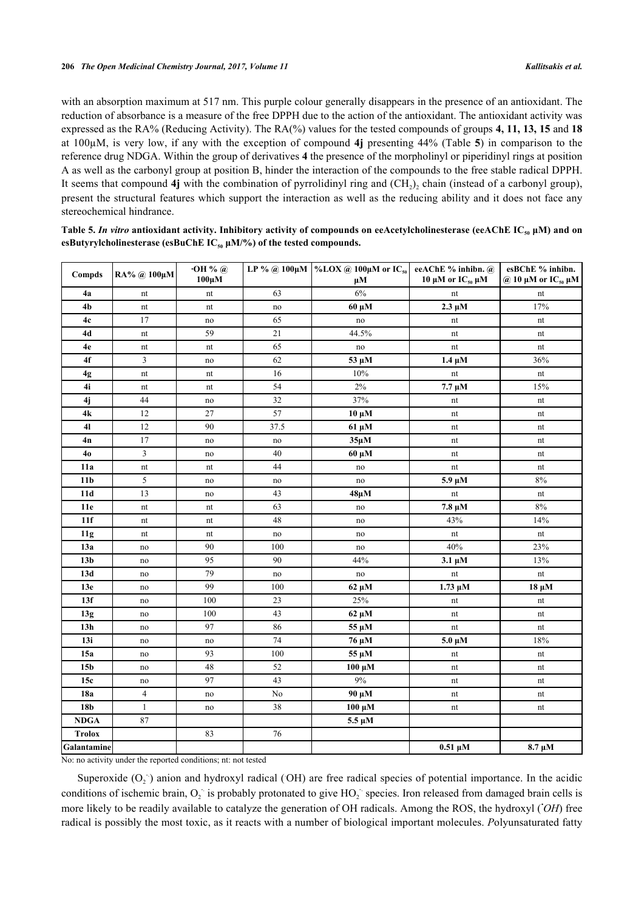with an absorption maximum at 517 nm. This purple colour generally disappears in the presence of an antioxidant. The reduction of absorbance is a measure of the free DPPH due to the action of the antioxidant. The antioxidant activity was expressed as the RA% (Reducing Activity). The RA(%) values for the tested compounds of groups **4, 11, 13, 15** and **18** at 100μM, is very low, if any with the exception of compound **4j** presenting 44% (Table **5**) in comparison to the reference drug NDGA. Within the group of derivatives **4** the presence of the morpholinyl or piperidinyl rings at position A as well as the carbonyl group at position B, hinder the interaction of the compounds to the free stable radical DPPH. It seems that compound **4j** with the combination of pyrrolidinyl ring and $(CH_2)_2$ chain (instead of a carbonyl group), present the structural features which support the interaction as well as the reducing ability and it does not face any stereochemical hindrance.

**Table 5. *In vitro* antioxidant activity. Inhibitory activity of compounds on eeAcetylcholinesterase (eeAChE $IC_{50}$ μM) and on esButyrylcholinesterase (esBuChE $IC_{50}$ μM/%) of the tested compounds.**

| Compds | RA% @ 100μM | ·OH % @ 100μM | LP % @ 100μM | %LOX @ 100μM or $IC_{50}$ μM | eeAChE % inhibn. @ 10 μM or $IC_{50}$ μM | esBChE % inhibn. @ 10 μM or $IC_{50}$ μM |
|---|---|---|---|---|---|---|
| **4a** | nt | nt | 63 | 6% | nt | nt |
| **4b** | nt | nt | no | **60 μM** | **2.3 μM** | 17% |
| **4c** | 17 | no | 65 | no | nt | nt |
| **4d** | nt | 59 | 21 | 44.5% | nt | nt |
| **4e** | nt | nt | 65 | no | nt | nt |
| **4f** | 3 | no | 62 | **53 μM** | **1.4 μM** | 36% |
| **4g** | nt | nt | 16 | 10% | nt | nt |
| **4i** | nt | nt | 54 | 2% | **7.7 μM** | 15% |
| **4j** | 44 | no | 32 | 37% | nt | nt |
| **4k** | 12 | 27 | 57 | **10 μM** | nt | nt |
| **4l** | 12 | 90 | 37.5 | **61 μM** | nt | nt |
| **4n** | 17 | no | no | **35μM** | nt | nt |
| **4o** | 3 | no | 40 | **60 μM** | nt | nt |
| **11a** | nt | nt | 44 | no | nt | nt |
| **11b** | 5 | no | no | no | **5.9 μM** | 8% |
| **11d** | 13 | no | 43 | **48μM** | nt | nt |
| **11e** | nt | nt | 63 | no | **7.8 μM** | 8% |
| **11f** | nt | nt | 48 | no | 43% | 14% |
| **11g** | nt | nt | no | no | nt | nt |
| **13a** | no | 90 | 100 | no | 40% | 23% |
| **13b** | no | 95 | 90 | 44% | **3.1 μM** | 13% |
| **13d** | no | 79 | no | no | nt | nt |
| **13e** | no | 99 | 100 | **62 μM** | **1.73 μM** | **18 μM** |
| **13f** | no | 100 | 23 | 25% | nt | nt |
| **13g** | no | 100 | 43 | **62 μM** | nt | nt |
| **13h** | no | 97 | 86 | **55 μM** | nt | nt |
| **13i** | no | no | 74 | **76 μM** | **5.0 μM** | 18% |
| **15a** | no | 93 | 100 | **55 μM** | nt | nt |
| **15b** | no | 48 | 52 | **100 μM** | nt | nt |
| **15c** | no | 97 | 43 | 9% | nt | nt |
| **18a** | 4 | no | No | **90 μM** | nt | nt |
| **18b** | 1 | no | 38 | **100 μM** | nt | nt |
| **NDGA** | 87 | | | **5.5 μM** | | |
| **Trolox** | | 83 | 76 | | | |
| **Galantamine** | | | | | **0.51 μM** | **8.7 μM** |

No: no activity under the reported conditions; nt: not tested

Superoxide ($O_2^{\cdot-}$) anion and hydroxyl radical (·OH) are free radical species of potential importance. In the acidic conditions of ischemic brain, $O_2^{\cdot-}$ is probably protonated to give $HO_2^{\cdot}$ species. Iron released from damaged brain cells is more likely to be readily available to catalyze the generation of OH radicals. Among the ROS, the hydroxyl (*·OH*) free radical is possibly the most toxic, as it reacts with a number of biological important molecules. *P*olyunsaturated fatty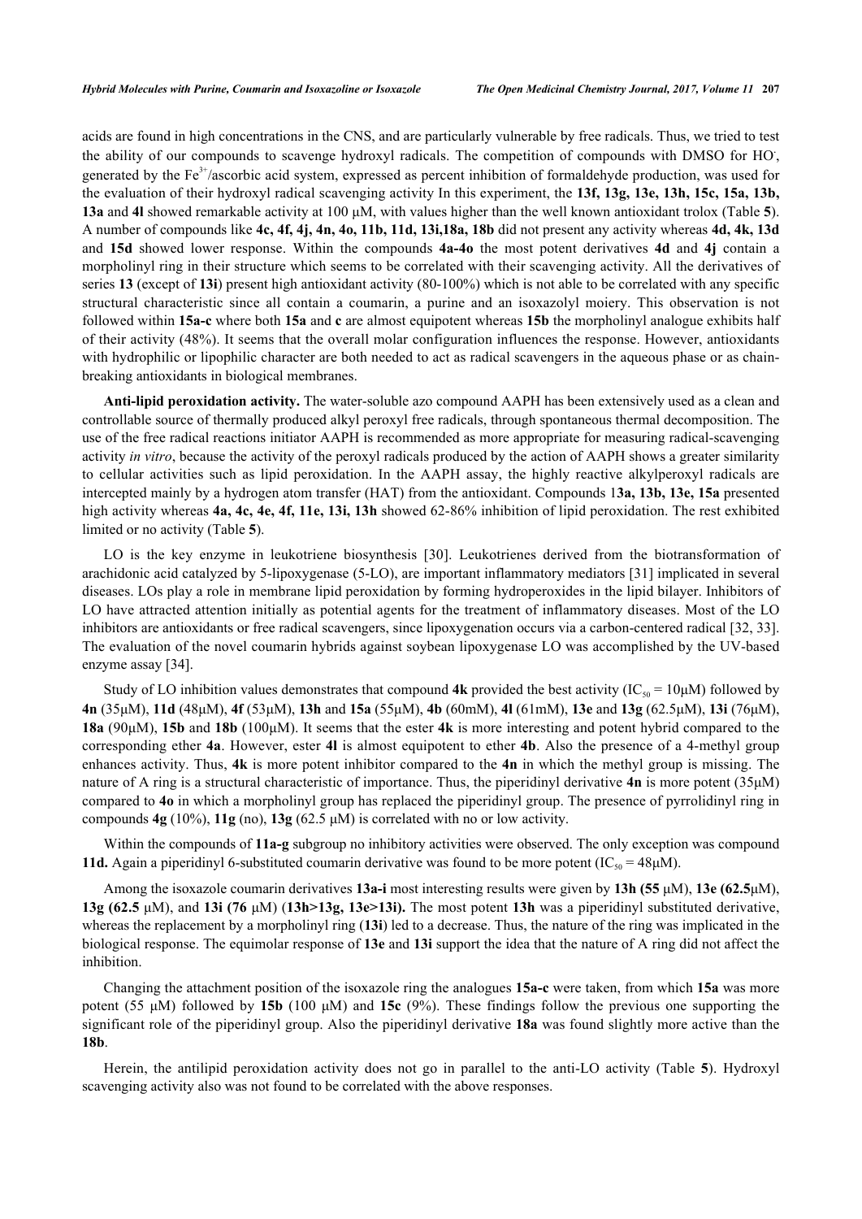acids are found in high concentrations in the CNS, and are particularly vulnerable by free radicals. Thus, we tried to test the ability of our compounds to scavenge hydroxyl radicals. The competition of compounds with DMSO for $HO^{\cdot}$, generated by the $Fe^{3+}$/ascorbic acid system, expressed as percent inhibition of formaldehyde production, was used for the evaluation of their hydroxyl radical scavenging activity In this experiment, the **13f, 13g, 13e, 13h, 15c, 15a, 13b, 13a** and **4l** showed remarkable activity at 100 μM, with values higher than the well known antioxidant trolox (Table **5**). A number of compounds like **4c, 4f, 4j, 4n, 4o, 11b, 11d, 13i,18a, 18b** did not present any activity whereas **4d, 4k, 13d** and **15d** showed lower response. Within the compounds **4a-4o** the most potent derivatives **4d** and **4j** contain a morpholinyl ring in their structure which seems to be correlated with their scavenging activity. All the derivatives of series **13** (except of **13i**) present high antioxidant activity (80-100%) which is not able to be correlated with any specific structural characteristic since all contain a coumarin, a purine and an isoxazolyl moiety. This observation is not followed within **15a-c** where both **15a** and **c** are almost equipotent whereas **15b** the morpholinyl analogue exhibits half of their activity (48%). It seems that the overall molar configuration influences the response. However, antioxidants with hydrophilic or lipophilic character are both needed to act as radical scavengers in the aqueous phase or as chain-breaking antioxidants in biological membranes.

**Anti-lipid peroxidation activity.** The water-soluble azo compound AAPH has been extensively used as a clean and controllable source of thermally produced alkyl peroxyl free radicals, through spontaneous thermal decomposition. The use of the free radical reactions initiator AAPH is recommended as more appropriate for measuring radical-scavenging activity *in vitro*, because the activity of the peroxyl radicals produced by the action of AAPH shows a greater similarity to cellular activities such as lipid peroxidation. In the AAPH assay, the highly reactive alkylperoxyl radicals are intercepted mainly by a hydrogen atom transfer (HAT) from the antioxidant. Compounds 1**3a, 13b, 13e, 15a** presented high activity whereas **4a, 4c, 4e, 4f, 11e, 13i, 13h** showed 62-86% inhibition of lipid peroxidation. The rest exhibited limited or no activity (Table **5**).

LO is the key enzyme in leukotriene biosynthesis [30]. Leukotrienes derived from the biotransformation of arachidonic acid catalyzed by 5-lipoxygenase (5-LO), are important inflammatory mediators [31] implicated in several diseases. LOs play a role in membrane lipid peroxidation by forming hydroperoxides in the lipid bilayer. Inhibitors of LO have attracted attention initially as potential agents for the treatment of inflammatory diseases. Most of the LO inhibitors are antioxidants or free radical scavengers, since lipoxygenation occurs via a carbon-centered radical [32, 33]. The evaluation of the novel coumarin hybrids against soybean lipoxygenase LO was accomplished by the UV-based enzyme assay [34].

Study of LO inhibition values demonstrates that compound **4k** provided the best activity ($IC_{50}$ = 10μM) followed by **4n** (35μM), **11d** (48μM), **4f** (53μM), **13h** and **15a** (55μM), **4b** (60mM), **4l** (61mM), **13e** and **13g** (62.5μM), **13i** (76μM), **18a** (90μM), **15b** and **18b** (100μM). It seems that the ester **4k** is more interesting and potent hybrid compared to the corresponding ether **4a**. However, ester **4l** is almost equipotent to ether **4b**. Also the presence of a 4-methyl group enhances activity. Thus, **4k** is more potent inhibitor compared to the **4n** in which the methyl group is missing. The nature of A ring is a structural characteristic of importance. Thus, the piperidinyl derivative **4n** is more potent (35μM) compared to **4o** in which a morpholinyl group has replaced the piperidinyl group. The presence of pyrrolidinyl ring in compounds **4g** (10%), **11g** (no), **13g** (62.5 μM) is correlated with no or low activity.

Within the compounds of **11a-g** subgroup no inhibitory activities were observed. The only exception was compound **11d.** Again a piperidinyl 6-substituted coumarin derivative was found to be more potent ($IC_{50}$ = 48μM).

Among the isoxazole coumarin derivatives **13a-i** most interesting results were given by **13h (55** μM), **13e (62.5**μM), **13g (62.5** μM), and **13i (76** μM) **(13h>13g, 13e>13i).** The most potent **13h** was a piperidinyl substituted derivative, whereas the replacement by a morpholinyl ring (**13i**) led to a decrease. Thus, the nature of the ring was implicated in the biological response. The equimolar response of **13e** and **13i** support the idea that the nature of A ring did not affect the inhibition.

Changing the attachment position of the isoxazole ring the analogues **15a-c** were taken, from which **15a** was more potent (55 μM) followed by **15b** (100 μM) and **15c** (9%). These findings follow the previous one supporting the significant role of the piperidinyl group. Also the piperidinyl derivative **18a** was found slightly more active than the **18b**.

Herein, the antilipid peroxidation activity does not go in parallel to the anti-LO activity (Table **5**). Hydroxyl scavenging activity also was not found to be correlated with the above responses.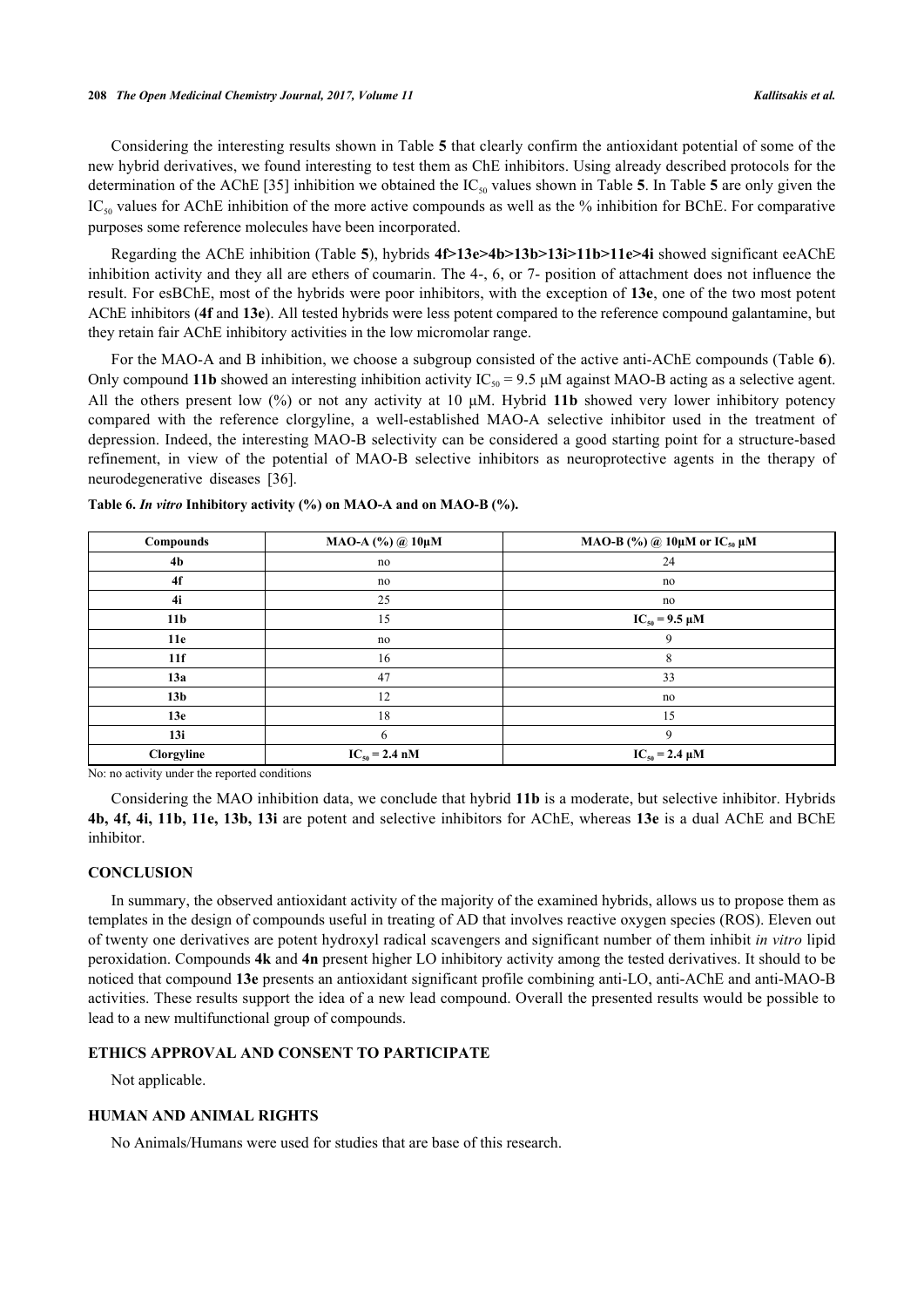Considering the interesting results shown in Table **5** that clearly confirm the antioxidant potential of some of the new hybrid derivatives, we found interesting to test them as ChE inhibitors. Using already described protocols for the determination of the AChE [35] inhibition we obtained the $IC_{50}$ values shown in Table **5**. In Table **5** are only given the $IC_{50}$ values for AChE inhibition of the more active compounds as well as the % inhibition for BChE. For comparative purposes some reference molecules have been incorporated.

Regarding the AChE inhibition (Table **5**), hybrids **4f>13e>4b>13b>13i>11b>11e>4i** showed significant eeAChE inhibition activity and they all are ethers of coumarin. The 4-, 6, or 7- position of attachment does not influence the result. For esBChE, most of the hybrids were poor inhibitors, with the exception of **13e**, one of the two most potent AChE inhibitors (**4f** and **13e**). All tested hybrids were less potent compared to the reference compound galantamine, but they retain fair AChE inhibitory activities in the low micromolar range.

For the MAO-A and B inhibition, we choose a subgroup consisted of the active anti-AChE compounds (Table **6**). Only compound **11b** showed an interesting inhibition activity $IC_{50}$ = 9.5 μM against MAO-B acting as a selective agent. All the others present low (%) or not any activity at 10 μM. Hybrid **11b** showed very lower inhibitory potency compared with the reference clorgyline, a well-established MAO-A selective inhibitor used in the treatment of depression. Indeed, the interesting MAO-B selectivity can be considered a good starting point for a structure-based refinement, in view of the potential of MAO-B selective inhibitors as neuroprotective agents in the therapy of neurodegenerative diseases [36].

**Table 6.** ***In vitro*** **Inhibitory activity (%) on MAO-A and on MAO-B (%).**

| Compounds | MAO-A (%) @ 10μM | MAO-B (%) @ 10μM or $IC_{50}$ μM |
|---|---|---|
| **4b** | no | 24 |
| **4f** | no | no |
| **4i** | 25 | no |
| **11b** | 15 | **$IC_{50}$ = 9.5 μM** |
| **11e** | no | 9 |
| **11f** | 16 | 8 |
| **13a** | 47 | 33 |
| **13b** | 12 | no |
| **13e** | 18 | 15 |
| **13i** | 6 | 9 |
| **Clorgyline** | **$IC_{50}$ = 2.4 nM** | **$IC_{50}$ = 2.4 μM** |

No: no activity under the reported conditions

Considering the MAO inhibition data, we conclude that hybrid **11b** is a moderate, but selective inhibitor. Hybrids **4b, 4f, 4i, 11b, 11e, 13b, 13i** are potent and selective inhibitors for AChE, whereas **13e** is a dual AChE and BChE inhibitor.

## CONCLUSION

In summary, the observed antioxidant activity of the majority of the examined hybrids, allows us to propose them as templates in the design of compounds useful in treating of AD that involves reactive oxygen species (ROS). Eleven out of twenty one derivatives are potent hydroxyl radical scavengers and significant number of them inhibit *in vitro* lipid peroxidation. Compounds **4k** and **4n** present higher LO inhibitory activity among the tested derivatives. It should to be noticed that compound **13e** presents an antioxidant significant profile combining anti-LO, anti-AChE and anti-MAO-B activities. These results support the idea of a new lead compound. Overall the presented results would be possible to lead to a new multifunctional group of compounds.

## ETHICS APPROVAL AND CONSENT TO PARTICIPATE

Not applicable.

## HUMAN AND ANIMAL RIGHTS

No Animals/Humans were used for studies that are base of this research.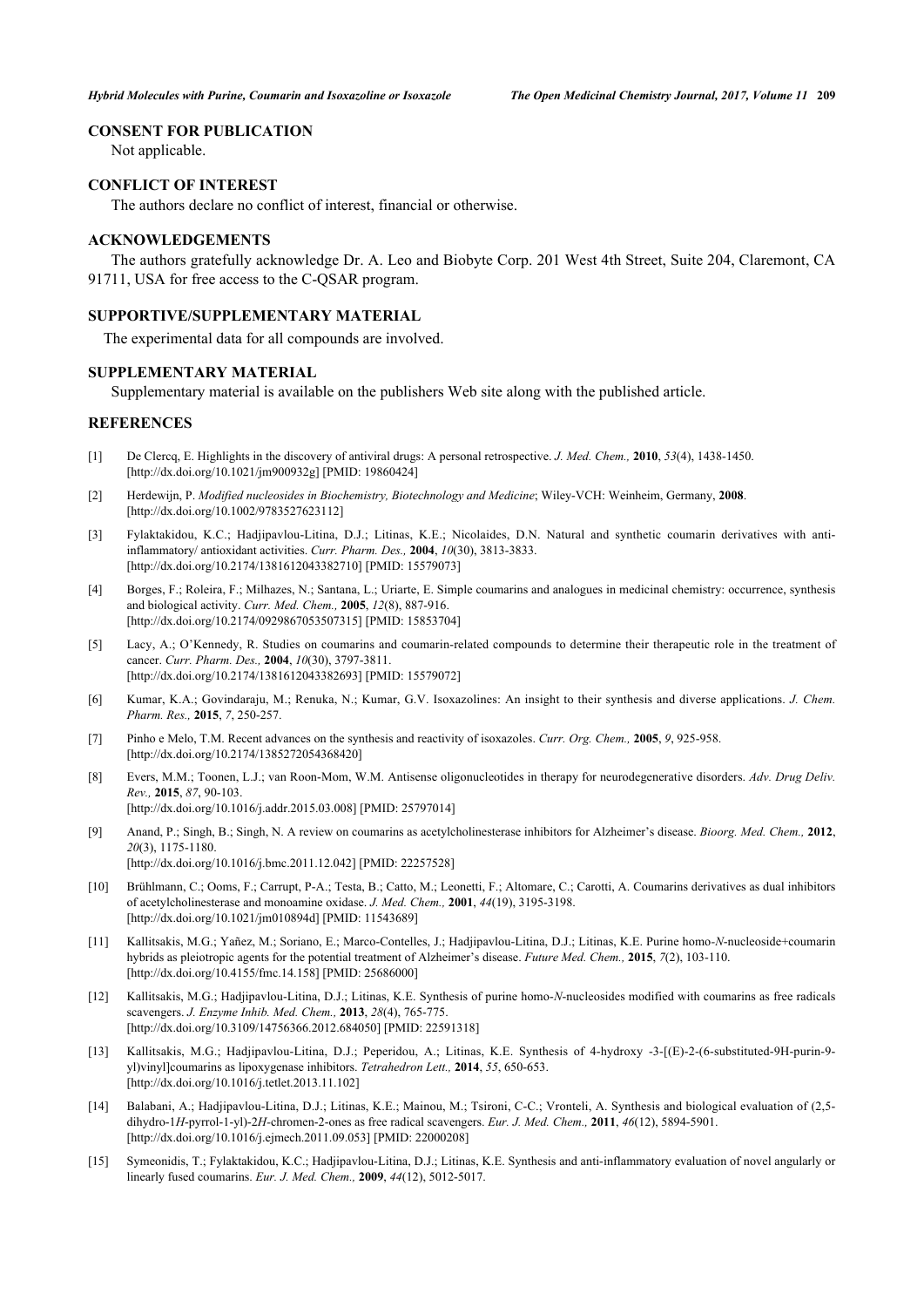## CONSENT FOR PUBLICATION

Not applicable.

## CONFLICT OF INTEREST

The authors declare no conflict of interest, financial or otherwise.

## ACKNOWLEDGEMENTS

The authors gratefully acknowledge Dr. A. Leo and Biobyte Corp. 201 West 4th Street, Suite 204, Claremont, CA 91711, USA for free access to the C-QSAR program.

## SUPPORTIVE/SUPPLEMENTARY MATERIAL

The experimental data for all compounds are involved.

## SUPPLEMENTARY MATERIAL

Supplementary material is available on the publishers Web site along with the published article.

## REFERENCES

[1] De Clercq, E. Highlights in the discovery of antiviral drugs: A personal retrospective. *J. Med. Chem.,* **2010**, *53*(4), 1438-1450. [http://dx.doi.org/10.1021/jm900932g] [PMID: 19860424]

[2] Herdewijn, P. *Modified nucleosides in Biochemistry, Biotechnology and Medicine*; Wiley-VCH: Weinheim, Germany, **2008**. [http://dx.doi.org/10.1002/9783527623112]

[3] Fylaktakidou, K.C.; Hadjipavlou-Litina, D.J.; Litinas, K.E.; Nicolaides, D.N. Natural and synthetic coumarin derivatives with anti-inflammatory/ antioxidant activities. *Curr. Pharm. Des.,* **2004**, *10*(30), 3813-3833. [http://dx.doi.org/10.2174/1381612043382710] [PMID: 15579073]

[4] Borges, F.; Roleira, F.; Milhazes, N.; Santana, L.; Uriarte, E. Simple coumarins and analogues in medicinal chemistry: occurrence, synthesis and biological activity. *Curr. Med. Chem.,* **2005**, *12*(8), 887-916. [http://dx.doi.org/10.2174/0929867053507315] [PMID: 15853704]

[5] Lacy, A.; O'Kennedy, R. Studies on coumarins and coumarin-related compounds to determine their therapeutic role in the treatment of cancer. *Curr. Pharm. Des.,* **2004**, *10*(30), 3797-3811. [http://dx.doi.org/10.2174/1381612043382693] [PMID: 15579072]

[6] Kumar, K.A.; Govindaraju, M.; Renuka, N.; Kumar, G.V. Isoxazolines: An insight to their synthesis and diverse applications. *J. Chem. Pharm. Res.,* **2015**, *7*, 250-257.

[7] Pinho e Melo, T.M. Recent advances on the synthesis and reactivity of isoxazoles. *Curr. Org. Chem.,* **2005**, *9*, 925-958. [http://dx.doi.org/10.2174/1385272054368420]

[8] Evers, M.M.; Toonen, L.J.; van Roon-Mom, W.M. Antisense oligonucleotides in therapy for neurodegenerative disorders. *Adv. Drug Deliv. Rev.,* **2015**, *87*, 90-103. [http://dx.doi.org/10.1016/j.addr.2015.03.008] [PMID: 25797014]

[9] Anand, P.; Singh, B.; Singh, N. A review on coumarins as acetylcholinesterase inhibitors for Alzheimer's disease. *Bioorg. Med. Chem.,* **2012**, *20*(3), 1175-1180. [http://dx.doi.org/10.1016/j.bmc.2011.12.042] [PMID: 22257528]

[10] Brühlmann, C.; Ooms, F.; Carrupt, P-A.; Testa, B.; Catto, M.; Leonetti, F.; Altomare, C.; Carotti, A. Coumarins derivatives as dual inhibitors of acetylcholinesterase and monoamine oxidase. *J. Med. Chem.,* **2001**, *44*(19), 3195-3198. [http://dx.doi.org/10.1021/jm010894d] [PMID: 11543689]

[11] Kallitsakis, M.G.; Yañez, M.; Soriano, E.; Marco-Contelles, J.; Hadjipavlou-Litina, D.J.; Litinas, K.E. Purine homo-*N*-nucleoside+coumarin hybrids as pleiotropic agents for the potential treatment of Alzheimer's disease. *Future Med. Chem.,* **2015**, *7*(2), 103-110. [http://dx.doi.org/10.4155/fmc.14.158] [PMID: 25686000]

[12] Kallitsakis, M.G.; Hadjipavlou-Litina, D.J.; Litinas, K.E. Synthesis of purine homo-*N*-nucleosides modified with coumarins as free radicals scavengers. *J. Enzyme Inhib. Med. Chem.,* **2013**, *28*(4), 765-775. [http://dx.doi.org/10.3109/14756366.2012.684050] [PMID: 22591318]

[13] Kallitsakis, M.G.; Hadjipavlou-Litina, D.J.; Peperidou, A.; Litinas, K.E. Synthesis of 4-hydroxy -3-[(E)-2-(6-substituted-9H-purin-9-yl)vinyl]coumarins as lipoxygenase inhibitors. *Tetrahedron Lett.,* **2014**, *55*, 650-653. [http://dx.doi.org/10.1016/j.tetlet.2013.11.102]

[14] Balabani, A.; Hadjipavlou-Litina, D.J.; Litinas, K.E.; Mainou, M.; Tsironi, C-C.; Vronteli, A. Synthesis and biological evaluation of (2,5-dihydro-1*H*-pyrrol-1-yl)-2*H*-chromen-2-ones as free radical scavengers. *Eur. J. Med. Chem.,* **2011**, *46*(12), 5894-5901. [http://dx.doi.org/10.1016/j.ejmech.2011.09.053] [PMID: 22000208]

[15] Symeonidis, T.; Fylaktakidou, K.C.; Hadjipavlou-Litina, D.J.; Litinas, K.E. Synthesis and anti-inflammatory evaluation of novel angularly or linearly fused coumarins. *Eur. J. Med. Chem.,* **2009**, *44*(12), 5012-5017.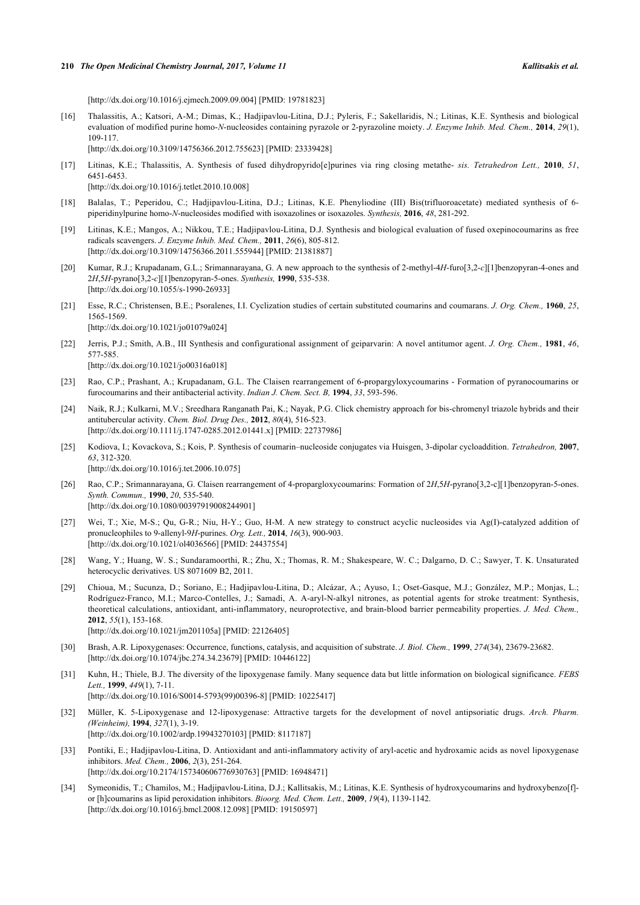[http://dx.doi.org/10.1016/j.ejmech.2009.09.004] [PMID: 19781823]

[16] Thalassitis, A.; Katsori, A-M.; Dimas, K.; Hadjipavlou-Litina, D.J.; Pyleris, F.; Sakellaridis, N.; Litinas, K.E. Synthesis and biological evaluation of modified purine homo-*N*-nucleosides containing pyrazole or 2-pyrazoline moiety. *J. Enzyme Inhib. Med. Chem.,* **2014**, *29*(1), 109-117.
[http://dx.doi.org/10.3109/14756366.2012.755623] [PMID: 23339428]

[17] Litinas, K.E.; Thalassitis, A. Synthesis of fused dihydropyrido[e]purines via ring closing metathe- *sis. Tetrahedron Lett.,* **2010**, *51*, 6451-6453.
[http://dx.doi.org/10.1016/j.tetlet.2010.10.008]

[18] Balalas, T.; Peperidou, C.; Hadjipavlou-Litina, D.J.; Litinas, K.E. Phenyliodine (III) Bis(trifluoroacetate) mediated synthesis of 6-piperidinylpurine homo-*N*-nucleosides modified with isoxazolines or isoxazoles. *Synthesis,* **2016**, *48*, 281-292.

[19] Litinas, K.E.; Mangos, A.; Nikkou, T.E.; Hadjipavlou-Litina, D.J. Synthesis and biological evaluation of fused oxepinocoumarins as free radicals scavengers. *J. Enzyme Inhib. Med. Chem.,* **2011**, *26*(6), 805-812.
[http://dx.doi.org/10.3109/14756366.2011.555944] [PMID: 21381887]

[20] Kumar, R.J.; Krupadanam, G.L.; Srimannarayana, G. A new approach to the synthesis of 2-methyl-4*H*-furo[3,2-*c*][1]benzopyran-4-ones and 2*H*,5*H*-pyrano[3,2-*c*][1]benzopyran-5-ones. *Synthesis,* **1990**, 535-538.
[http://dx.doi.org/10.1055/s-1990-26933]

[21] Esse, R.C.; Christensen, B.E.; Psoralenes, I.I. Cyclization studies of certain substituted coumarins and coumarans. *J. Org. Chem.,* **1960**, *25*, 1565-1569.
[http://dx.doi.org/10.1021/jo01079a024]

[22] Jerris, P.J.; Smith, A.B., III Synthesis and configurational assignment of geiparvarin: A novel antitumor agent. *J. Org. Chem.,* **1981**, *46*, 577-585.
[http://dx.doi.org/10.1021/jo00316a018]

[23] Rao, C.P.; Prashant, A.; Krupadanam, G.L. The Claisen rearrangement of 6-propargyloxycoumarins - Formation of pyranocoumarins or furocoumarins and their antibacterial activity. *Indian J. Chem. Sect. B,* **1994**, *33*, 593-596.

[24] Naik, R.J.; Kulkarni, M.V.; Sreedhara Ranganath Pai, K.; Nayak, P.G. Click chemistry approach for bis-chromenyl triazole hybrids and their antitubercular activity. *Chem. Biol. Drug Des.,* **2012**, *80*(4), 516-523.
[http://dx.doi.org/10.1111/j.1747-0285.2012.01441.x] [PMID: 22737986]

[25] Kodiova, I.; Kovackova, S.; Kois, P. Synthesis of coumarin–nucleoside conjugates via Huisgen, 3-dipolar cycloaddition. *Tetrahedron,* **2007**, *63*, 312-320.
[http://dx.doi.org/10.1016/j.tet.2006.10.075]

[26] Rao, C.P.; Srimannarayana, G. Claisen rearrangement of 4-propargloxycoumarins: Formation of 2*H*,5*H*-pyrano[3,2-c][1]benzopyran-5-ones. *Synth. Commun.,* **1990**, *20*, 535-540.
[http://dx.doi.org/10.1080/00397919008244901]

[27] Wei, T.; Xie, M-S.; Qu, G-R.; Niu, H-Y.; Guo, H-M. A new strategy to construct acyclic nucleosides via Ag(I)-catalyzed addition of pronucleophiles to 9-allenyl-9*H*-purines. *Org. Lett.,* **2014**, *16*(3), 900-903.
[http://dx.doi.org/10.1021/ol4036566] [PMID: 24437554]

[28] Wang, Y.; Huang, W. S.; Sundaramoorthi, R.; Zhu, X.; Thomas, R. M.; Shakespeare, W. C.; Dalgarno, D. C.; Sawyer, T. K. Unsaturated heterocyclic derivatives. US 8071609 B2, 2011.

[29] Chioua, M.; Sucunza, D.; Soriano, E.; Hadjipavlou-Litina, D.; Alcázar, A.; Ayuso, I.; Oset-Gasque, M.J.; González, M.P.; Monjas, L.; Rodríguez-Franco, M.I.; Marco-Contelles, J.; Samadi, A. A-aryl-N-alkyl nitrones, as potential agents for stroke treatment: Synthesis, theoretical calculations, antioxidant, anti-inflammatory, neuroprotective, and brain-blood barrier permeability properties. *J. Med. Chem.,* **2012**, *55*(1), 153-168.
[http://dx.doi.org/10.1021/jm201105a] [PMID: 22126405]

[30] Brash, A.R. Lipoxygenases: Occurrence, functions, catalysis, and acquisition of substrate. *J. Biol. Chem.,* **1999**, *274*(34), 23679-23682.
[http://dx.doi.org/10.1074/jbc.274.34.23679] [PMID: 10446122]

[31] Kuhn, H.; Thiele, B.J. The diversity of the lipoxygenase family. Many sequence data but little information on biological significance. *FEBS Lett.,* **1999**, *449*(1), 7-11.
[http://dx.doi.org/10.1016/S0014-5793(99)00396-8] [PMID: 10225417]

[32] Müller, K. 5-Lipoxygenase and 12-lipoxygenase: Attractive targets for the development of novel antipsoriatic drugs. *Arch. Pharm. (Weinheim),* **1994**, *327*(1), 3-19.
[http://dx.doi.org/10.1002/ardp.19943270103] [PMID: 8117187]

[33] Pontiki, E.; Hadjipavlou-Litina, D. Antioxidant and anti-inflammatory activity of aryl-acetic and hydroxamic acids as novel lipoxygenase inhibitors. *Med. Chem.,* **2006**, *2*(3), 251-264.
[http://dx.doi.org/10.2174/157340606776930763] [PMID: 16948471]

[34] Symeonidis, T.; Chamilos, M.; Hadjipavlou-Litina, D.J.; Kallitsakis, M.; Litinas, K.E. Synthesis of hydroxycoumarins and hydroxybenzo[f]- or [h]coumarins as lipid peroxidation inhibitors. *Bioorg. Med. Chem. Lett.,* **2009**, *19*(4), 1139-1142.
[http://dx.doi.org/10.1016/j.bmcl.2008.12.098] [PMID: 19150597]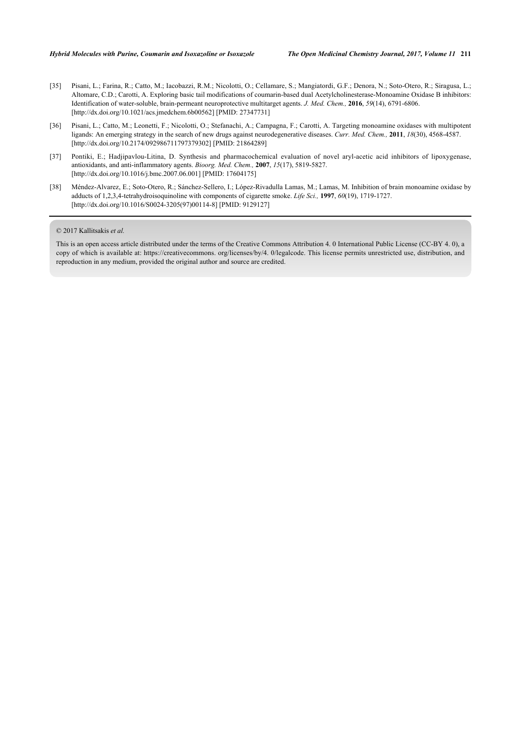[35] Pisani, L.; Farina, R.; Catto, M.; Iacobazzi, R.M.; Nicolotti, O.; Cellamare, S.; Mangiatordi, G.F.; Denora, N.; Soto-Otero, R.; Siragusa, L.; Altomare, C.D.; Carotti, A. Exploring basic tail modifications of coumarin-based dual Acetylcholinesterase-Monoamine Oxidase B inhibitors: Identification of water-soluble, brain-permeant neuroprotective multitarget agents. *J. Med. Chem.,* **2016**, *59*(14), 6791-6806. [http://dx.doi.org/10.1021/acs.jmedchem.6b00562] [PMID: 27347731]

[36] Pisani, L.; Catto, M.; Leonetti, F.; Nicolotti, O.; Stefanachi, A.; Campagna, F.; Carotti, A. Targeting monoamine oxidases with multipotent ligands: An emerging strategy in the search of new drugs against neurodegenerative diseases. *Curr. Med. Chem.,* **2011**, *18*(30), 4568-4587. [http://dx.doi.org/10.2174/092986711797379302] [PMID: 21864289]

[37] Pontiki, E.; Hadjipavlou-Litina, D. Synthesis and pharmacochemical evaluation of novel aryl-acetic acid inhibitors of lipoxygenase, antioxidants, and anti-inflammatory agents. *Bioorg. Med. Chem.,* **2007**, *15*(17), 5819-5827. [http://dx.doi.org/10.1016/j.bmc.2007.06.001] [PMID: 17604175]

[38] Méndez-Alvarez, E.; Soto-Otero, R.; Sánchez-Sellero, I.; López-Rivadulla Lamas, M.; Lamas, M. Inhibition of brain monoamine oxidase by adducts of 1,2,3,4-tetrahydroisoquinoline with components of cigarette smoke. *Life Sci.,* **1997**, *60*(19), 1719-1727. [http://dx.doi.org/10.1016/S0024-3205(97)00114-8] [PMID: 9129127]

---

© 2017 Kallitsakis *et al.*

This is an open access article distributed under the terms of the Creative Commons Attribution 4. 0 International Public License (CC-BY 4. 0), a copy of which is available at: https://creativecommons. org/licenses/by/4. 0/legalcode. This license permits unrestricted use, distribution, and reproduction in any medium, provided the original author and source are credited.